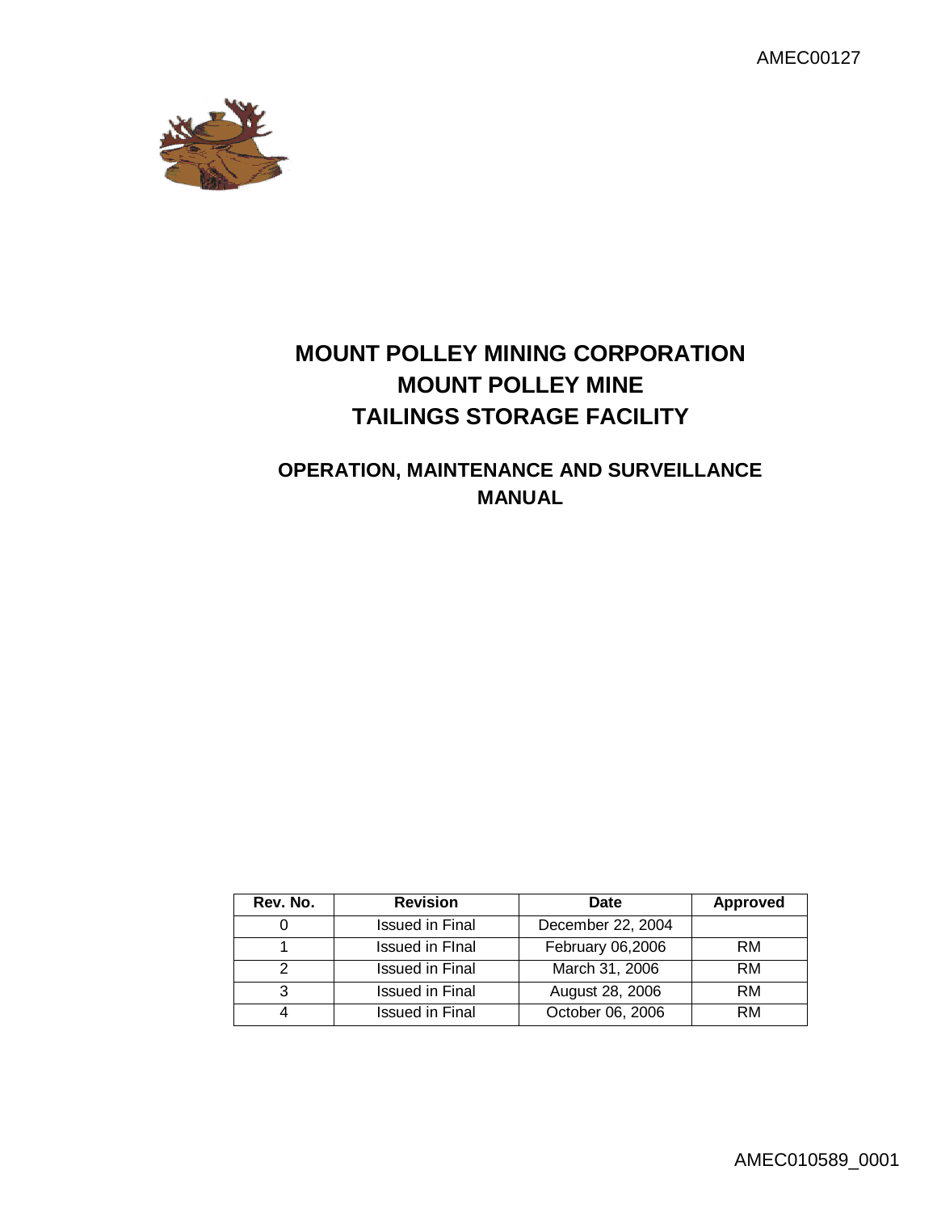AMEC00127

# MOUNT POLLEY MINING CORPORATION
# MOUNT POLLEY MINE
# TAILINGS STORAGE FACILITY

## OPERATION, MAINTENANCE AND SURVEILLANCE MANUAL

| Rev. No. | Revision | Date | Approved |
|---|---|---|---|
| 0 | Issued in Final | December 22, 2004 | |
| 1 | Issued in FInal | February 06,2006 | RM |
| 2 | Issued in Final | March 31, 2006 | RM |
| 3 | Issued in Final | August 28, 2006 | RM |
| 4 | Issued in Final | October 06, 2006 | RM |

AMEC010589_0001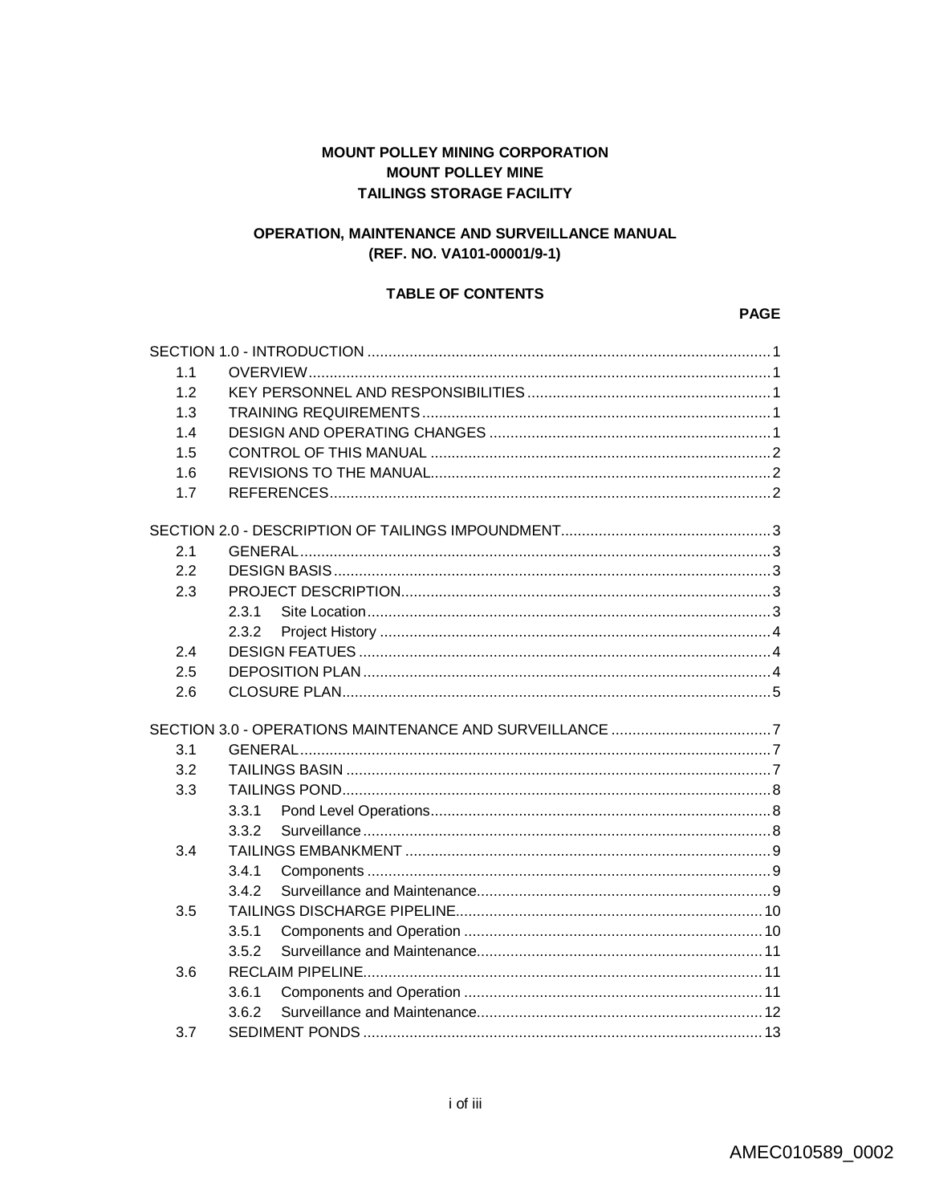**MOUNT POLLEY MINING CORPORATION**
**MOUNT POLLEY MINE**
**TAILINGS STORAGE FACILITY**

**OPERATION, MAINTENANCE AND SURVEILLANCE MANUAL**
**(REF. NO. VA101-00001/9-1)**

**TABLE OF CONTENTS**

| | | PAGE |
|---|---|---|
| SECTION 1.0 - INTRODUCTION | | 1 |
| 1.1 | OVERVIEW | 1 |
| 1.2 | KEY PERSONNEL AND RESPONSIBILITIES | 1 |
| 1.3 | TRAINING REQUIREMENTS | 1 |
| 1.4 | DESIGN AND OPERATING CHANGES | 1 |
| 1.5 | CONTROL OF THIS MANUAL | 2 |
| 1.6 | REVISIONS TO THE MANUAL | 2 |
| 1.7 | REFERENCES | 2 |
| SECTION 2.0 - DESCRIPTION OF TAILINGS IMPOUNDMENT | | 3 |
| 2.1 | GENERAL | 3 |
| 2.2 | DESIGN BASIS | 3 |
| 2.3 | PROJECT DESCRIPTION | 3 |
| | 2.3.1 Site Location | 3 |
| | 2.3.2 Project History | 4 |
| 2.4 | DESIGN FEATUES | 4 |
| 2.5 | DEPOSITION PLAN | 4 |
| 2.6 | CLOSURE PLAN | 5 |
| SECTION 3.0 - OPERATIONS MAINTENANCE AND SURVEILLANCE | | 7 |
| 3.1 | GENERAL | 7 |
| 3.2 | TAILINGS BASIN | 7 |
| 3.3 | TAILINGS POND | 8 |
| | 3.3.1 Pond Level Operations | 8 |
| | 3.3.2 Surveillance | 8 |
| 3.4 | TAILINGS EMBANKMENT | 9 |
| | 3.4.1 Components | 9 |
| | 3.4.2 Surveillance and Maintenance | 9 |
| 3.5 | TAILINGS DISCHARGE PIPELINE | 10 |
| | 3.5.1 Components and Operation | 10 |
| | 3.5.2 Surveillance and Maintenance | 11 |
| 3.6 | RECLAIM PIPELINE | 11 |
| | 3.6.1 Components and Operation | 11 |
| | 3.6.2 Surveillance and Maintenance | 12 |
| 3.7 | SEDIMENT PONDS | 13 |

AMEC010589_0002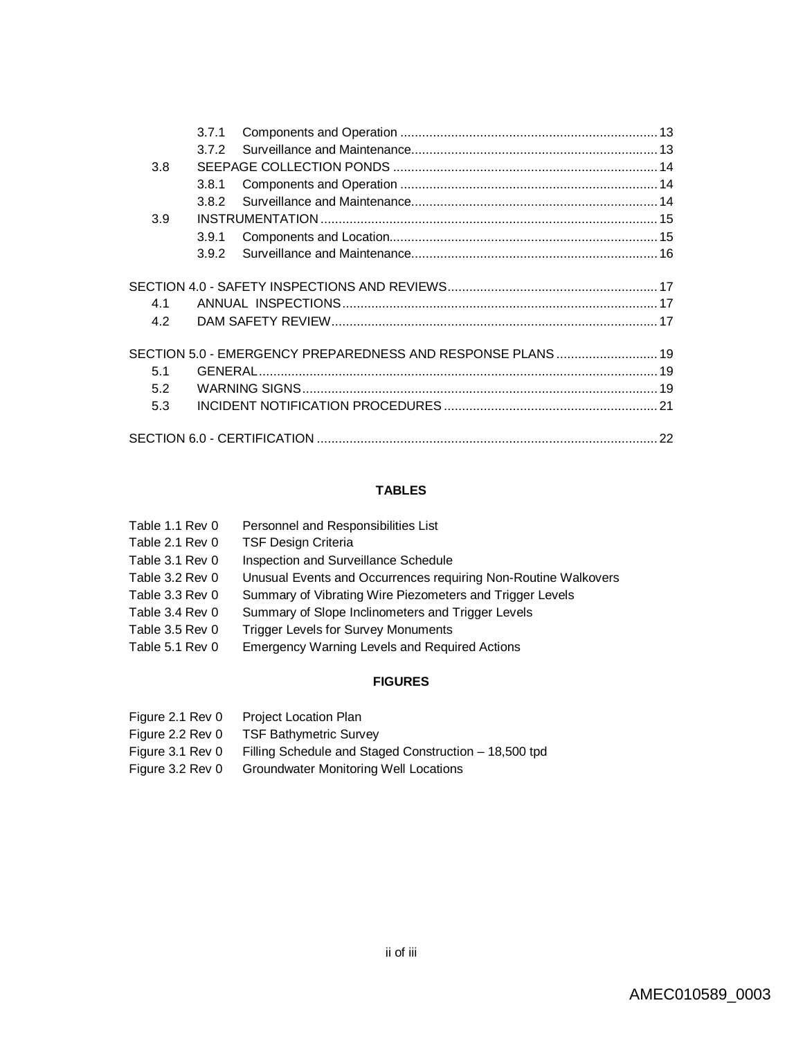| | | | |
|---|---|---|---|
| | 3.7.1 | Components and Operation | 13 |
| | 3.7.2 | Surveillance and Maintenance | 13 |
| 3.8 | | SEEPAGE COLLECTION PONDS | 14 |
| | 3.8.1 | Components and Operation | 14 |
| | 3.8.2 | Surveillance and Maintenance | 14 |
| 3.9 | | INSTRUMENTATION | 15 |
| | 3.9.1 | Components and Location | 15 |
| | 3.9.2 | Surveillance and Maintenance | 16 |

SECTION 4.0 - SAFETY INSPECTIONS AND REVIEWS ..... 17

| | | |
|---|---|---|
| 4.1 | ANNUAL INSPECTIONS | 17 |
| 4.2 | DAM SAFETY REVIEW | 17 |

SECTION 5.0 - EMERGENCY PREPAREDNESS AND RESPONSE PLANS ..... 19

| | | |
|---|---|---|
| 5.1 | GENERAL | 19 |
| 5.2 | WARNING SIGNS | 19 |
| 5.3 | INCIDENT NOTIFICATION PROCEDURES | 21 |

SECTION 6.0 - CERTIFICATION ..... 22

**TABLES**

| | |
|---|---|
| Table 1.1 Rev 0 | Personnel and Responsibilities List |
| Table 2.1 Rev 0 | TSF Design Criteria |
| Table 3.1 Rev 0 | Inspection and Surveillance Schedule |
| Table 3.2 Rev 0 | Unusual Events and Occurrences requiring Non-Routine Walkovers |
| Table 3.3 Rev 0 | Summary of Vibrating Wire Piezometers and Trigger Levels |
| Table 3.4 Rev 0 | Summary of Slope Inclinometers and Trigger Levels |
| Table 3.5 Rev 0 | Trigger Levels for Survey Monuments |
| Table 5.1 Rev 0 | Emergency Warning Levels and Required Actions |

**FIGURES**

| | |
|---|---|
| Figure 2.1 Rev 0 | Project Location Plan |
| Figure 2.2 Rev 0 | TSF Bathymetric Survey |
| Figure 3.1 Rev 0 | Filling Schedule and Staged Construction – 18,500 tpd |
| Figure 3.2 Rev 0 | Groundwater Monitoring Well Locations |

AMEC010589_0003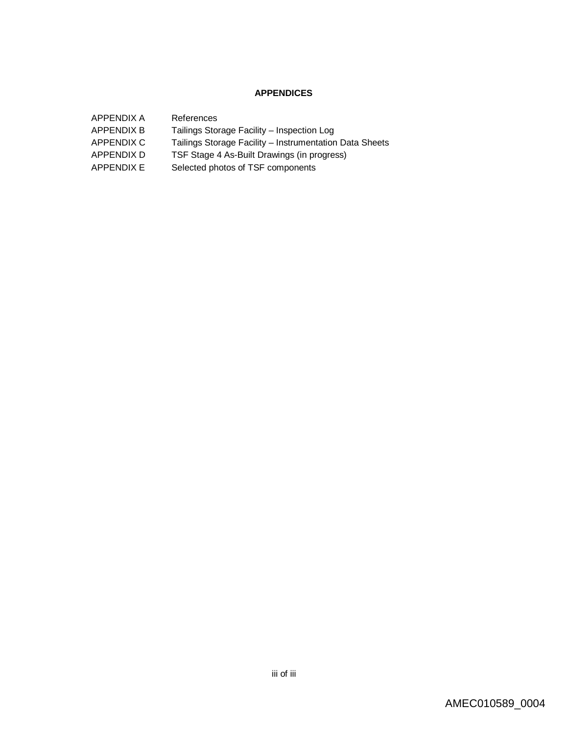**APPENDICES**

| | |
|---|---|
| APPENDIX A | References |
| APPENDIX B | Tailings Storage Facility – Inspection Log |
| APPENDIX C | Tailings Storage Facility – Instrumentation Data Sheets |
| APPENDIX D | TSF Stage 4 As-Built Drawings (in progress) |
| APPENDIX E | Selected photos of TSF components |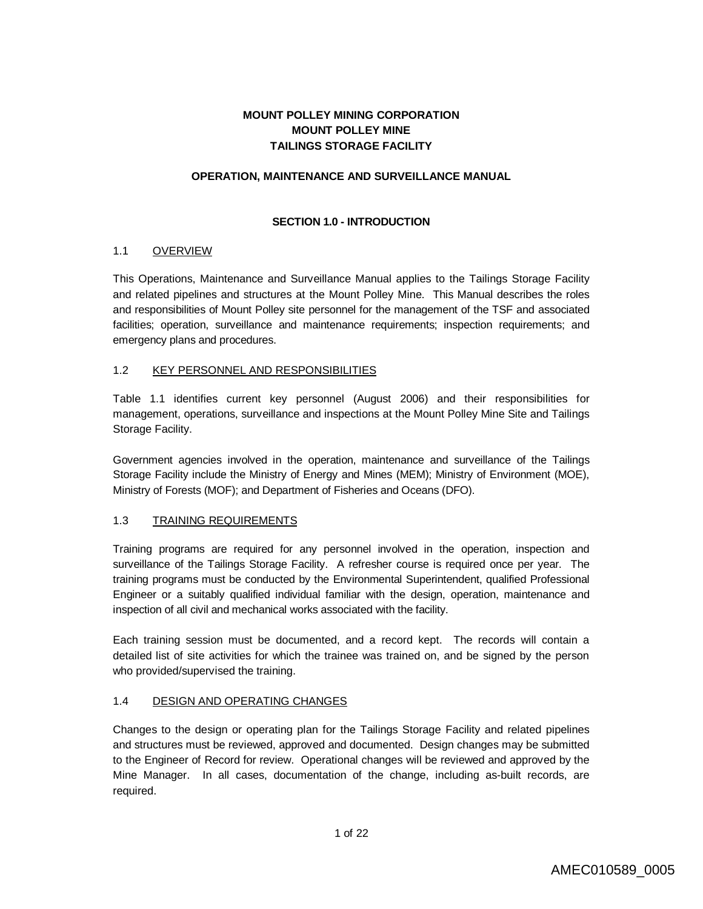**MOUNT POLLEY MINING CORPORATION**
**MOUNT POLLEY MINE**
**TAILINGS STORAGE FACILITY**

**OPERATION, MAINTENANCE AND SURVEILLANCE MANUAL**

## SECTION 1.0 - INTRODUCTION

### 1.1 OVERVIEW

This Operations, Maintenance and Surveillance Manual applies to the Tailings Storage Facility and related pipelines and structures at the Mount Polley Mine. This Manual describes the roles and responsibilities of Mount Polley site personnel for the management of the TSF and associated facilities; operation, surveillance and maintenance requirements; inspection requirements; and emergency plans and procedures.

### 1.2 KEY PERSONNEL AND RESPONSIBILITIES

Table 1.1 identifies current key personnel (August 2006) and their responsibilities for management, operations, surveillance and inspections at the Mount Polley Mine Site and Tailings Storage Facility.

Government agencies involved in the operation, maintenance and surveillance of the Tailings Storage Facility include the Ministry of Energy and Mines (MEM); Ministry of Environment (MOE), Ministry of Forests (MOF); and Department of Fisheries and Oceans (DFO).

### 1.3 TRAINING REQUIREMENTS

Training programs are required for any personnel involved in the operation, inspection and surveillance of the Tailings Storage Facility. A refresher course is required once per year. The training programs must be conducted by the Environmental Superintendent, qualified Professional Engineer or a suitably qualified individual familiar with the design, operation, maintenance and inspection of all civil and mechanical works associated with the facility.

Each training session must be documented, and a record kept. The records will contain a detailed list of site activities for which the trainee was trained on, and be signed by the person who provided/supervised the training.

### 1.4 DESIGN AND OPERATING CHANGES

Changes to the design or operating plan for the Tailings Storage Facility and related pipelines and structures must be reviewed, approved and documented. Design changes may be submitted to the Engineer of Record for review. Operational changes will be reviewed and approved by the Mine Manager. In all cases, documentation of the change, including as-built records, are required.

AMEC010589_0005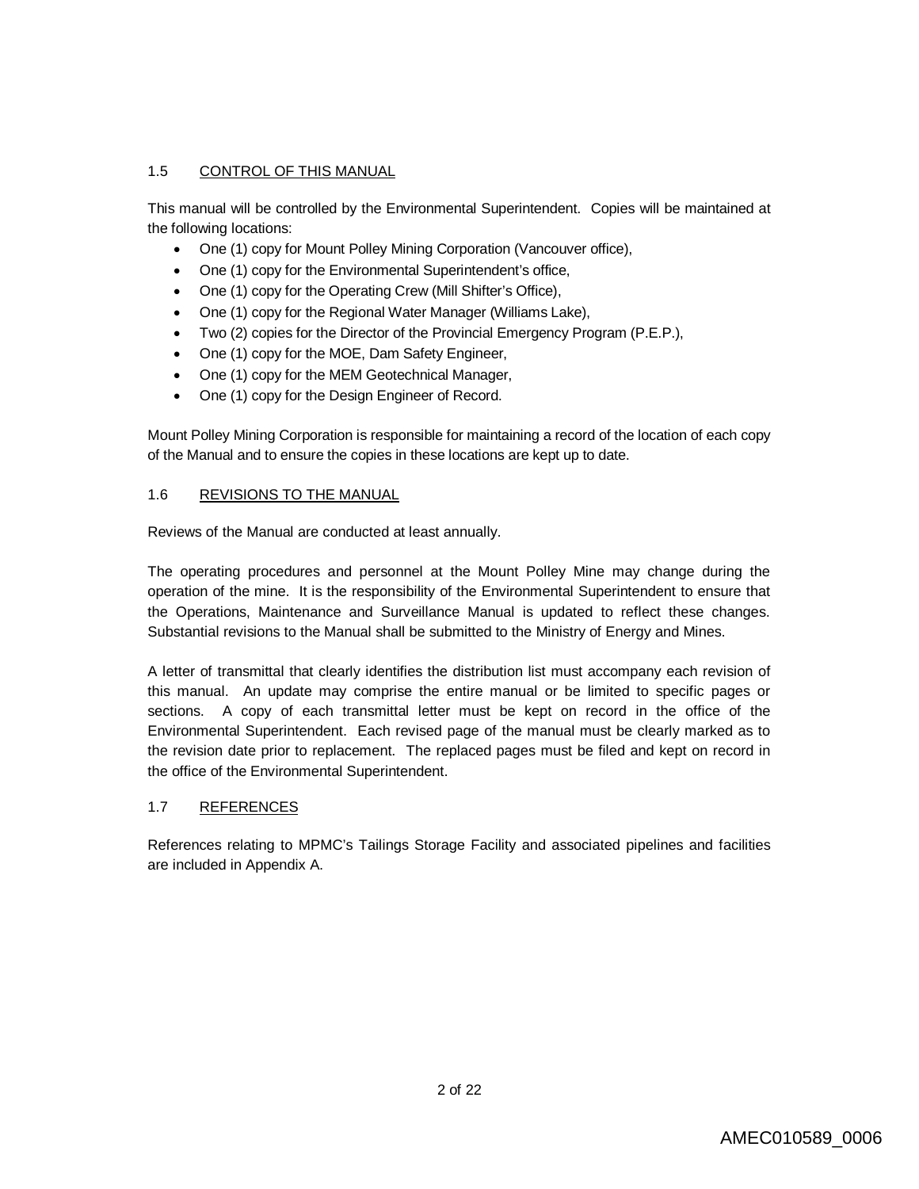## 1.5 CONTROL OF THIS MANUAL

This manual will be controlled by the Environmental Superintendent. Copies will be maintained at the following locations:

- One (1) copy for Mount Polley Mining Corporation (Vancouver office),
- One (1) copy for the Environmental Superintendent's office,
- One (1) copy for the Operating Crew (Mill Shifter's Office),
- One (1) copy for the Regional Water Manager (Williams Lake),
- Two (2) copies for the Director of the Provincial Emergency Program (P.E.P.),
- One (1) copy for the MOE, Dam Safety Engineer,
- One (1) copy for the MEM Geotechnical Manager,
- One (1) copy for the Design Engineer of Record.

Mount Polley Mining Corporation is responsible for maintaining a record of the location of each copy of the Manual and to ensure the copies in these locations are kept up to date.

## 1.6 REVISIONS TO THE MANUAL

Reviews of the Manual are conducted at least annually.

The operating procedures and personnel at the Mount Polley Mine may change during the operation of the mine. It is the responsibility of the Environmental Superintendent to ensure that the Operations, Maintenance and Surveillance Manual is updated to reflect these changes. Substantial revisions to the Manual shall be submitted to the Ministry of Energy and Mines.

A letter of transmittal that clearly identifies the distribution list must accompany each revision of this manual. An update may comprise the entire manual or be limited to specific pages or sections. A copy of each transmittal letter must be kept on record in the office of the Environmental Superintendent. Each revised page of the manual must be clearly marked as to the revision date prior to replacement. The replaced pages must be filed and kept on record in the office of the Environmental Superintendent.

## 1.7 REFERENCES

References relating to MPMC's Tailings Storage Facility and associated pipelines and facilities are included in Appendix A.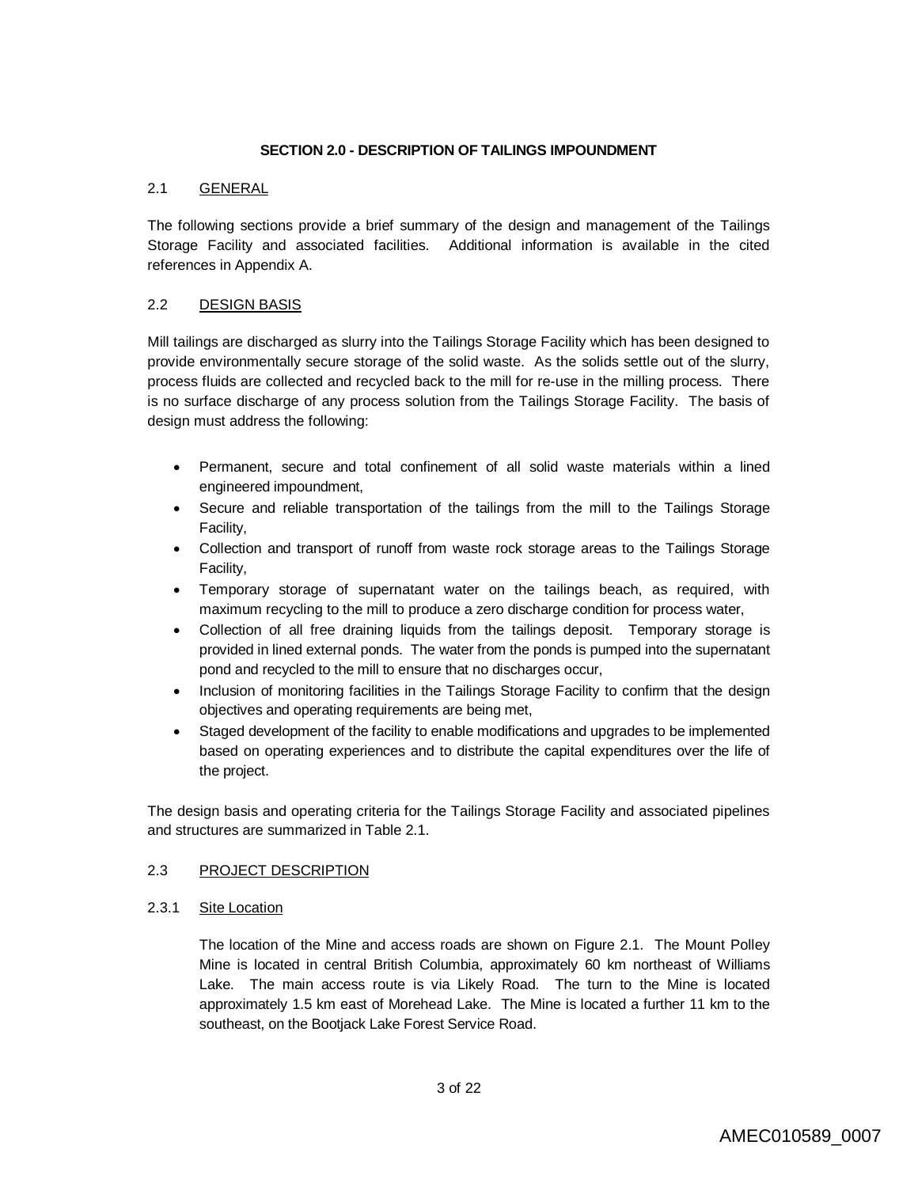## SECTION 2.0 - DESCRIPTION OF TAILINGS IMPOUNDMENT

### 2.1 GENERAL

The following sections provide a brief summary of the design and management of the Tailings Storage Facility and associated facilities. Additional information is available in the cited references in Appendix A.

### 2.2 DESIGN BASIS

Mill tailings are discharged as slurry into the Tailings Storage Facility which has been designed to provide environmentally secure storage of the solid waste. As the solids settle out of the slurry, process fluids are collected and recycled back to the mill for re-use in the milling process. There is no surface discharge of any process solution from the Tailings Storage Facility. The basis of design must address the following:

- Permanent, secure and total confinement of all solid waste materials within a lined engineered impoundment,
- Secure and reliable transportation of the tailings from the mill to the Tailings Storage Facility,
- Collection and transport of runoff from waste rock storage areas to the Tailings Storage Facility,
- Temporary storage of supernatant water on the tailings beach, as required, with maximum recycling to the mill to produce a zero discharge condition for process water,
- Collection of all free draining liquids from the tailings deposit. Temporary storage is provided in lined external ponds. The water from the ponds is pumped into the supernatant pond and recycled to the mill to ensure that no discharges occur,
- Inclusion of monitoring facilities in the Tailings Storage Facility to confirm that the design objectives and operating requirements are being met,
- Staged development of the facility to enable modifications and upgrades to be implemented based on operating experiences and to distribute the capital expenditures over the life of the project.

The design basis and operating criteria for the Tailings Storage Facility and associated pipelines and structures are summarized in Table 2.1.

### 2.3 PROJECT DESCRIPTION

#### 2.3.1 Site Location

The location of the Mine and access roads are shown on Figure 2.1. The Mount Polley Mine is located in central British Columbia, approximately 60 km northeast of Williams Lake. The main access route is via Likely Road. The turn to the Mine is located approximately 1.5 km east of Morehead Lake. The Mine is located a further 11 km to the southeast, on the Bootjack Lake Forest Service Road.

AMEC010589_0007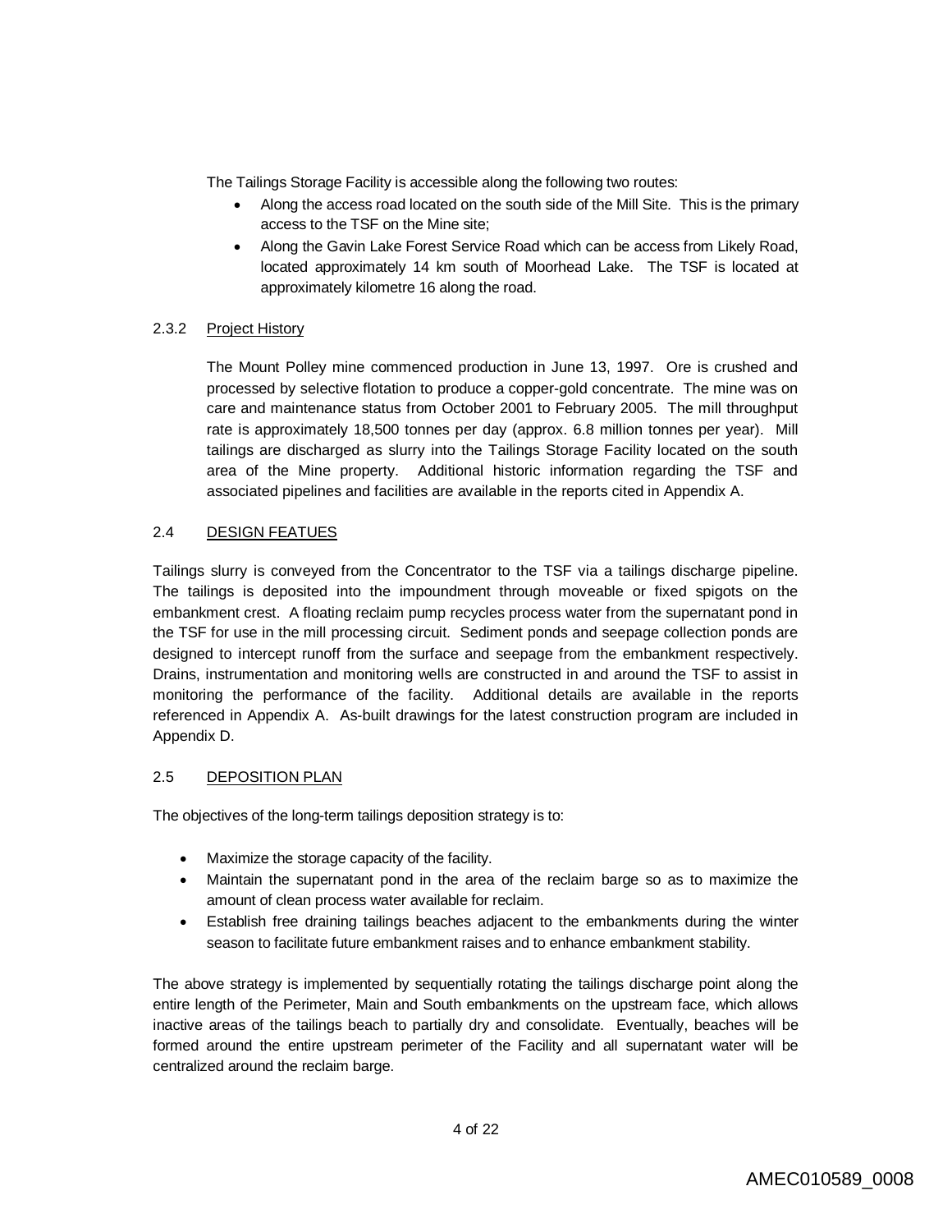The Tailings Storage Facility is accessible along the following two routes:

- Along the access road located on the south side of the Mill Site. This is the primary access to the TSF on the Mine site;
- Along the Gavin Lake Forest Service Road which can be access from Likely Road, located approximately 14 km south of Moorhead Lake. The TSF is located at approximately kilometre 16 along the road.

### 2.3.2 Project History

The Mount Polley mine commenced production in June 13, 1997. Ore is crushed and processed by selective flotation to produce a copper-gold concentrate. The mine was on care and maintenance status from October 2001 to February 2005. The mill throughput rate is approximately 18,500 tonnes per day (approx. 6.8 million tonnes per year). Mill tailings are discharged as slurry into the Tailings Storage Facility located on the south area of the Mine property. Additional historic information regarding the TSF and associated pipelines and facilities are available in the reports cited in Appendix A.

## 2.4 DESIGN FEATUES

Tailings slurry is conveyed from the Concentrator to the TSF via a tailings discharge pipeline. The tailings is deposited into the impoundment through moveable or fixed spigots on the embankment crest. A floating reclaim pump recycles process water from the supernatant pond in the TSF for use in the mill processing circuit. Sediment ponds and seepage collection ponds are designed to intercept runoff from the surface and seepage from the embankment respectively. Drains, instrumentation and monitoring wells are constructed in and around the TSF to assist in monitoring the performance of the facility. Additional details are available in the reports referenced in Appendix A. As-built drawings for the latest construction program are included in Appendix D.

## 2.5 DEPOSITION PLAN

The objectives of the long-term tailings deposition strategy is to:

- Maximize the storage capacity of the facility.
- Maintain the supernatant pond in the area of the reclaim barge so as to maximize the amount of clean process water available for reclaim.
- Establish free draining tailings beaches adjacent to the embankments during the winter season to facilitate future embankment raises and to enhance embankment stability.

The above strategy is implemented by sequentially rotating the tailings discharge point along the entire length of the Perimeter, Main and South embankments on the upstream face, which allows inactive areas of the tailings beach to partially dry and consolidate. Eventually, beaches will be formed around the entire upstream perimeter of the Facility and all supernatant water will be centralized around the reclaim barge.

AMEC010589_0008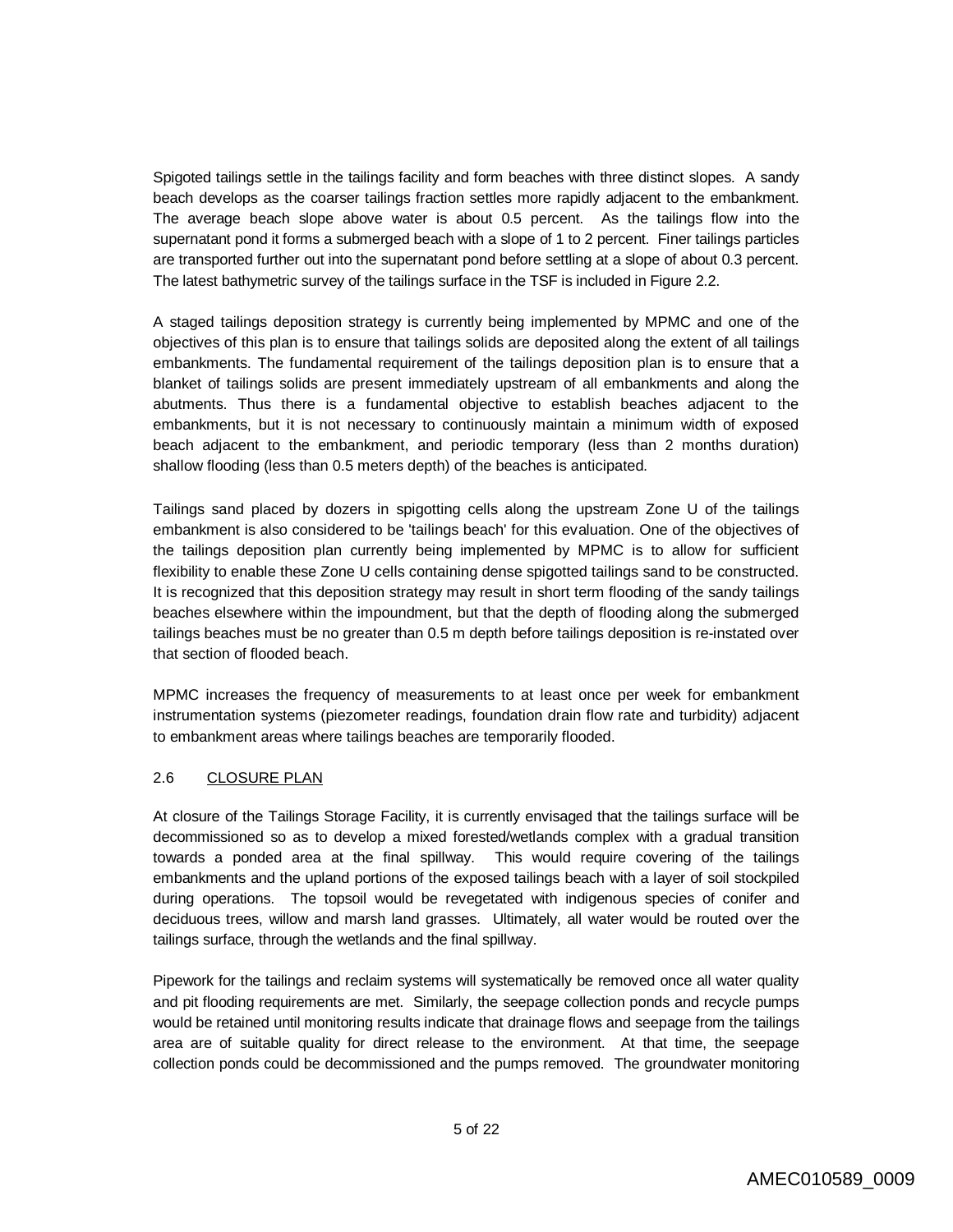Spigoted tailings settle in the tailings facility and form beaches with three distinct slopes. A sandy beach develops as the coarser tailings fraction settles more rapidly adjacent to the embankment. The average beach slope above water is about 0.5 percent. As the tailings flow into the supernatant pond it forms a submerged beach with a slope of 1 to 2 percent. Finer tailings particles are transported further out into the supernatant pond before settling at a slope of about 0.3 percent. The latest bathymetric survey of the tailings surface in the TSF is included in Figure 2.2.

A staged tailings deposition strategy is currently being implemented by MPMC and one of the objectives of this plan is to ensure that tailings solids are deposited along the extent of all tailings embankments. The fundamental requirement of the tailings deposition plan is to ensure that a blanket of tailings solids are present immediately upstream of all embankments and along the abutments. Thus there is a fundamental objective to establish beaches adjacent to the embankments, but it is not necessary to continuously maintain a minimum width of exposed beach adjacent to the embankment, and periodic temporary (less than 2 months duration) shallow flooding (less than 0.5 meters depth) of the beaches is anticipated.

Tailings sand placed by dozers in spigotting cells along the upstream Zone U of the tailings embankment is also considered to be 'tailings beach' for this evaluation. One of the objectives of the tailings deposition plan currently being implemented by MPMC is to allow for sufficient flexibility to enable these Zone U cells containing dense spigotted tailings sand to be constructed. It is recognized that this deposition strategy may result in short term flooding of the sandy tailings beaches elsewhere within the impoundment, but that the depth of flooding along the submerged tailings beaches must be no greater than 0.5 m depth before tailings deposition is re-instated over that section of flooded beach.

MPMC increases the frequency of measurements to at least once per week for embankment instrumentation systems (piezometer readings, foundation drain flow rate and turbidity) adjacent to embankment areas where tailings beaches are temporarily flooded.

## 2.6 CLOSURE PLAN

At closure of the Tailings Storage Facility, it is currently envisaged that the tailings surface will be decommissioned so as to develop a mixed forested/wetlands complex with a gradual transition towards a ponded area at the final spillway. This would require covering of the tailings embankments and the upland portions of the exposed tailings beach with a layer of soil stockpiled during operations. The topsoil would be revegetated with indigenous species of conifer and deciduous trees, willow and marsh land grasses. Ultimately, all water would be routed over the tailings surface, through the wetlands and the final spillway.

Pipework for the tailings and reclaim systems will systematically be removed once all water quality and pit flooding requirements are met. Similarly, the seepage collection ponds and recycle pumps would be retained until monitoring results indicate that drainage flows and seepage from the tailings area are of suitable quality for direct release to the environment. At that time, the seepage collection ponds could be decommissioned and the pumps removed. The groundwater monitoring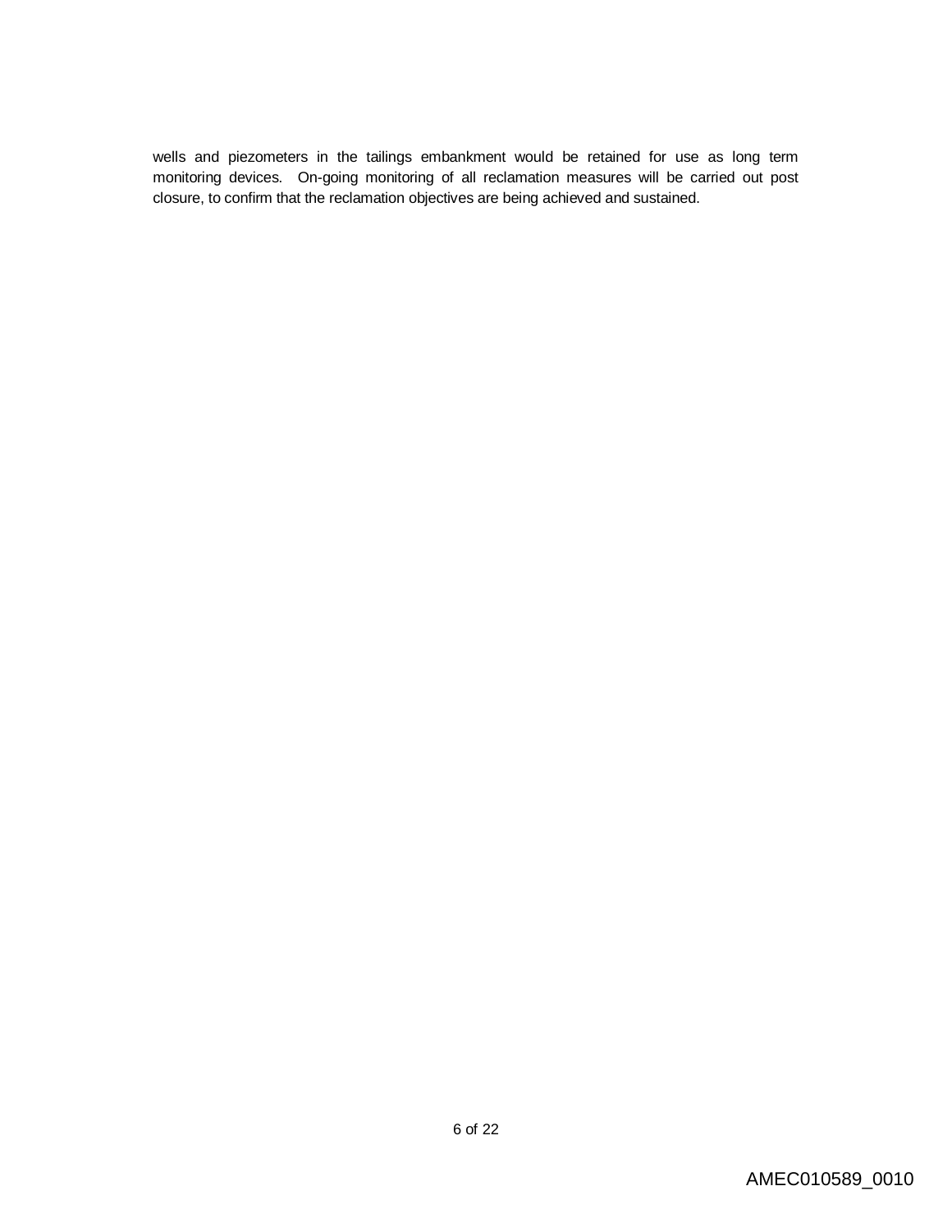wells and piezometers in the tailings embankment would be retained for use as long term monitoring devices. On-going monitoring of all reclamation measures will be carried out post closure, to confirm that the reclamation objectives are being achieved and sustained.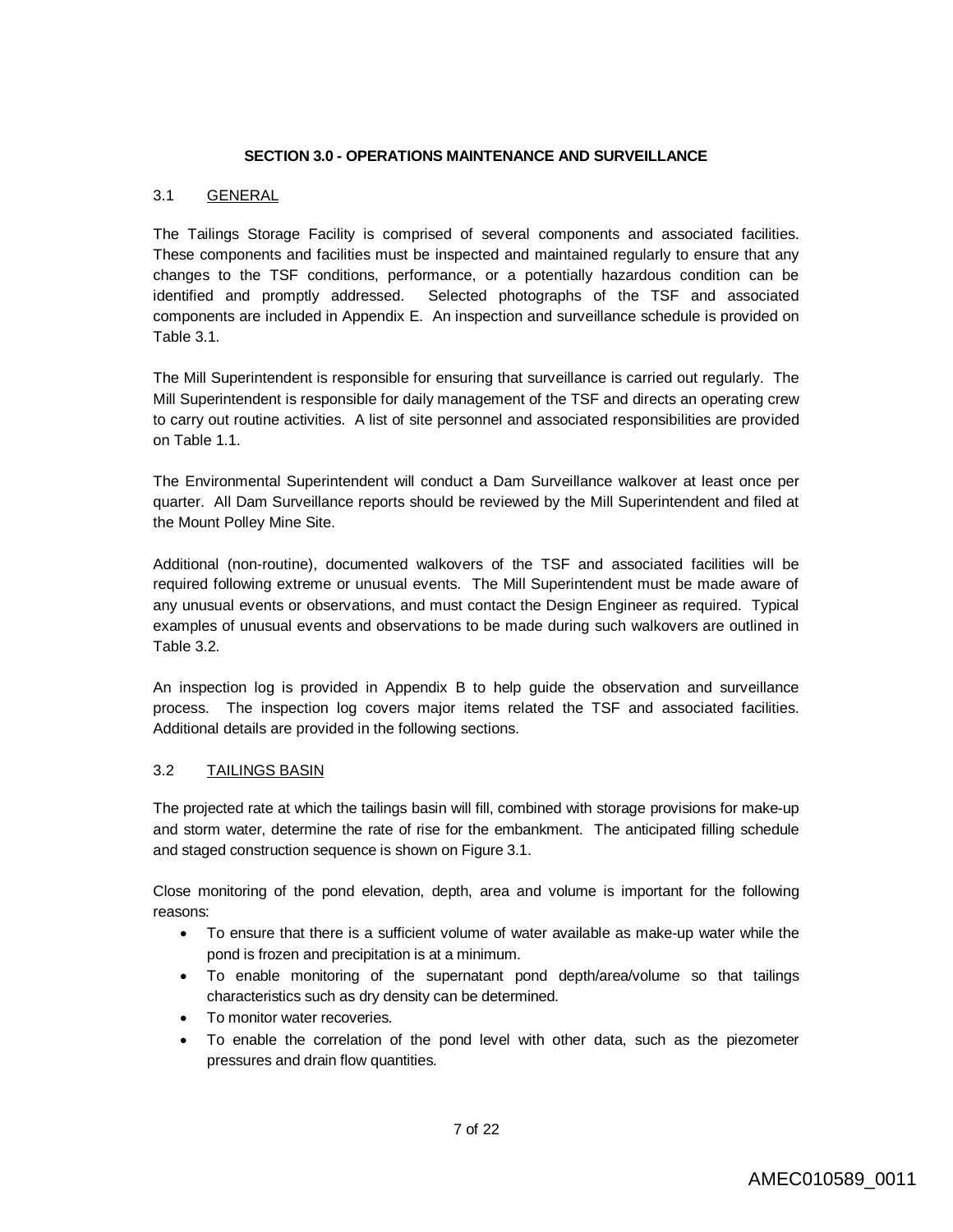## SECTION 3.0 - OPERATIONS MAINTENANCE AND SURVEILLANCE

### 3.1 GENERAL

The Tailings Storage Facility is comprised of several components and associated facilities. These components and facilities must be inspected and maintained regularly to ensure that any changes to the TSF conditions, performance, or a potentially hazardous condition can be identified and promptly addressed. Selected photographs of the TSF and associated components are included in Appendix E. An inspection and surveillance schedule is provided on Table 3.1.

The Mill Superintendent is responsible for ensuring that surveillance is carried out regularly. The Mill Superintendent is responsible for daily management of the TSF and directs an operating crew to carry out routine activities. A list of site personnel and associated responsibilities are provided on Table 1.1.

The Environmental Superintendent will conduct a Dam Surveillance walkover at least once per quarter. All Dam Surveillance reports should be reviewed by the Mill Superintendent and filed at the Mount Polley Mine Site.

Additional (non-routine), documented walkovers of the TSF and associated facilities will be required following extreme or unusual events. The Mill Superintendent must be made aware of any unusual events or observations, and must contact the Design Engineer as required. Typical examples of unusual events and observations to be made during such walkovers are outlined in Table 3.2.

An inspection log is provided in Appendix B to help guide the observation and surveillance process. The inspection log covers major items related the TSF and associated facilities. Additional details are provided in the following sections.

### 3.2 TAILINGS BASIN

The projected rate at which the tailings basin will fill, combined with storage provisions for make-up and storm water, determine the rate of rise for the embankment. The anticipated filling schedule and staged construction sequence is shown on Figure 3.1.

Close monitoring of the pond elevation, depth, area and volume is important for the following reasons:

- To ensure that there is a sufficient volume of water available as make-up water while the pond is frozen and precipitation is at a minimum.
- To enable monitoring of the supernatant pond depth/area/volume so that tailings characteristics such as dry density can be determined.
- To monitor water recoveries.
- To enable the correlation of the pond level with other data, such as the piezometer pressures and drain flow quantities.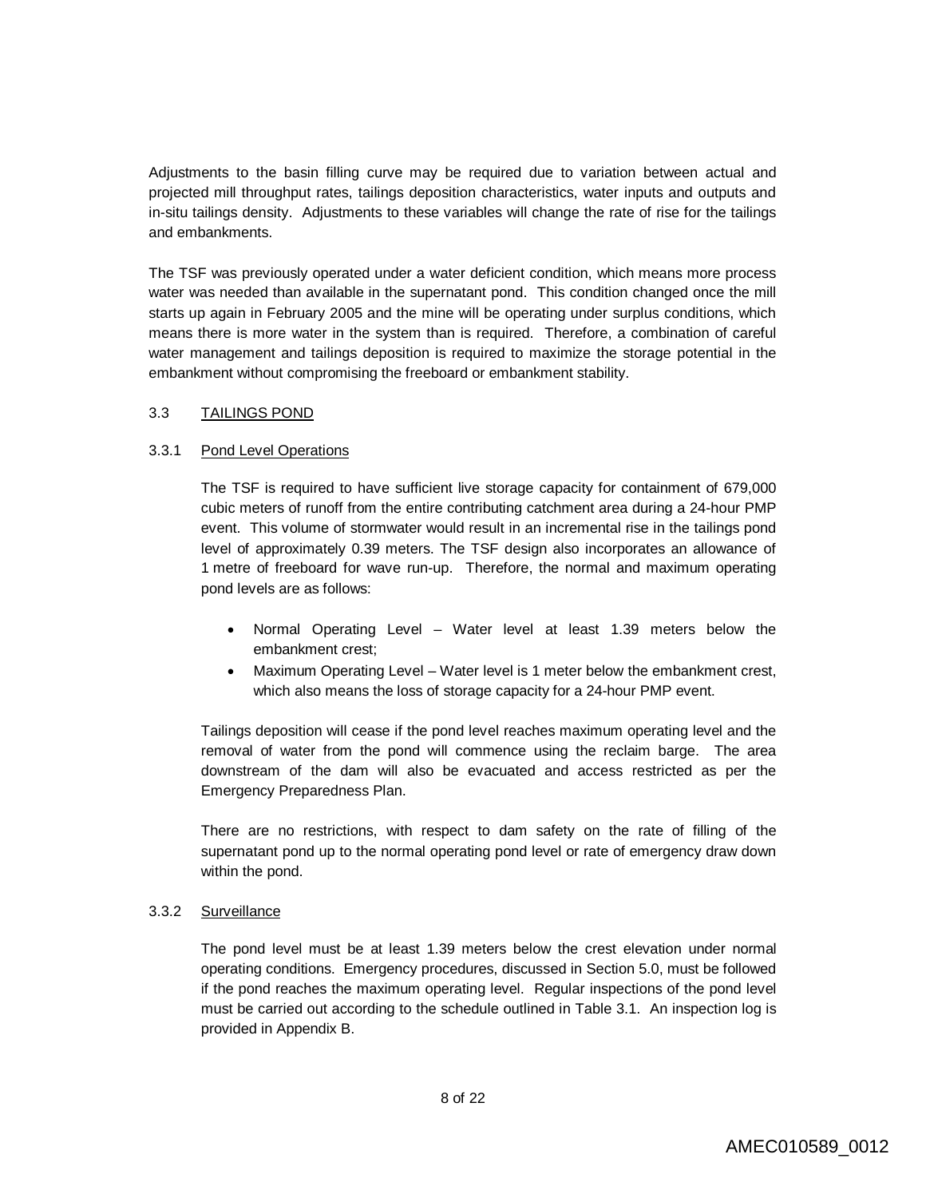Adjustments to the basin filling curve may be required due to variation between actual and projected mill throughput rates, tailings deposition characteristics, water inputs and outputs and in-situ tailings density. Adjustments to these variables will change the rate of rise for the tailings and embankments.

The TSF was previously operated under a water deficient condition, which means more process water was needed than available in the supernatant pond. This condition changed once the mill starts up again in February 2005 and the mine will be operating under surplus conditions, which means there is more water in the system than is required. Therefore, a combination of careful water management and tailings deposition is required to maximize the storage potential in the embankment without compromising the freeboard or embankment stability.

## 3.3 TAILINGS POND

### 3.3.1 Pond Level Operations

The TSF is required to have sufficient live storage capacity for containment of 679,000 cubic meters of runoff from the entire contributing catchment area during a 24-hour PMP event. This volume of stormwater would result in an incremental rise in the tailings pond level of approximately 0.39 meters. The TSF design also incorporates an allowance of 1 metre of freeboard for wave run-up. Therefore, the normal and maximum operating pond levels are as follows:

- Normal Operating Level – Water level at least 1.39 meters below the embankment crest;
- Maximum Operating Level – Water level is 1 meter below the embankment crest, which also means the loss of storage capacity for a 24-hour PMP event.

Tailings deposition will cease if the pond level reaches maximum operating level and the removal of water from the pond will commence using the reclaim barge. The area downstream of the dam will also be evacuated and access restricted as per the Emergency Preparedness Plan.

There are no restrictions, with respect to dam safety on the rate of filling of the supernatant pond up to the normal operating pond level or rate of emergency draw down within the pond.

### 3.3.2 Surveillance

The pond level must be at least 1.39 meters below the crest elevation under normal operating conditions. Emergency procedures, discussed in Section 5.0, must be followed if the pond reaches the maximum operating level. Regular inspections of the pond level must be carried out according to the schedule outlined in Table 3.1. An inspection log is provided in Appendix B.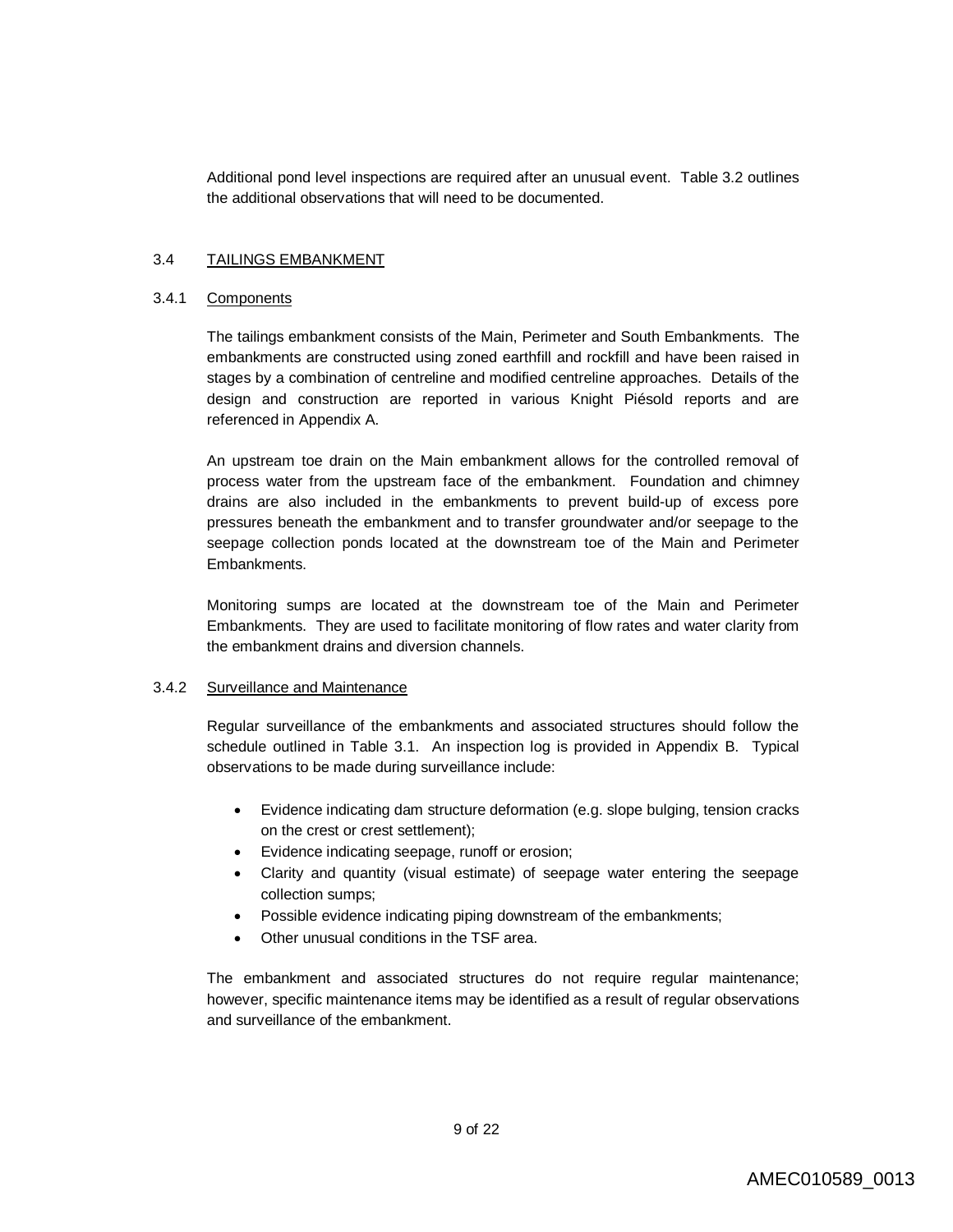Additional pond level inspections are required after an unusual event. Table 3.2 outlines the additional observations that will need to be documented.

## 3.4 TAILINGS EMBANKMENT

### 3.4.1 Components

The tailings embankment consists of the Main, Perimeter and South Embankments. The embankments are constructed using zoned earthfill and rockfill and have been raised in stages by a combination of centreline and modified centreline approaches. Details of the design and construction are reported in various Knight Piésold reports and are referenced in Appendix A.

An upstream toe drain on the Main embankment allows for the controlled removal of process water from the upstream face of the embankment. Foundation and chimney drains are also included in the embankments to prevent build-up of excess pore pressures beneath the embankment and to transfer groundwater and/or seepage to the seepage collection ponds located at the downstream toe of the Main and Perimeter Embankments.

Monitoring sumps are located at the downstream toe of the Main and Perimeter Embankments. They are used to facilitate monitoring of flow rates and water clarity from the embankment drains and diversion channels.

### 3.4.2 Surveillance and Maintenance

Regular surveillance of the embankments and associated structures should follow the schedule outlined in Table 3.1. An inspection log is provided in Appendix B. Typical observations to be made during surveillance include:

- Evidence indicating dam structure deformation (e.g. slope bulging, tension cracks on the crest or crest settlement);
- Evidence indicating seepage, runoff or erosion;
- Clarity and quantity (visual estimate) of seepage water entering the seepage collection sumps;
- Possible evidence indicating piping downstream of the embankments;
- Other unusual conditions in the TSF area.

The embankment and associated structures do not require regular maintenance; however, specific maintenance items may be identified as a result of regular observations and surveillance of the embankment.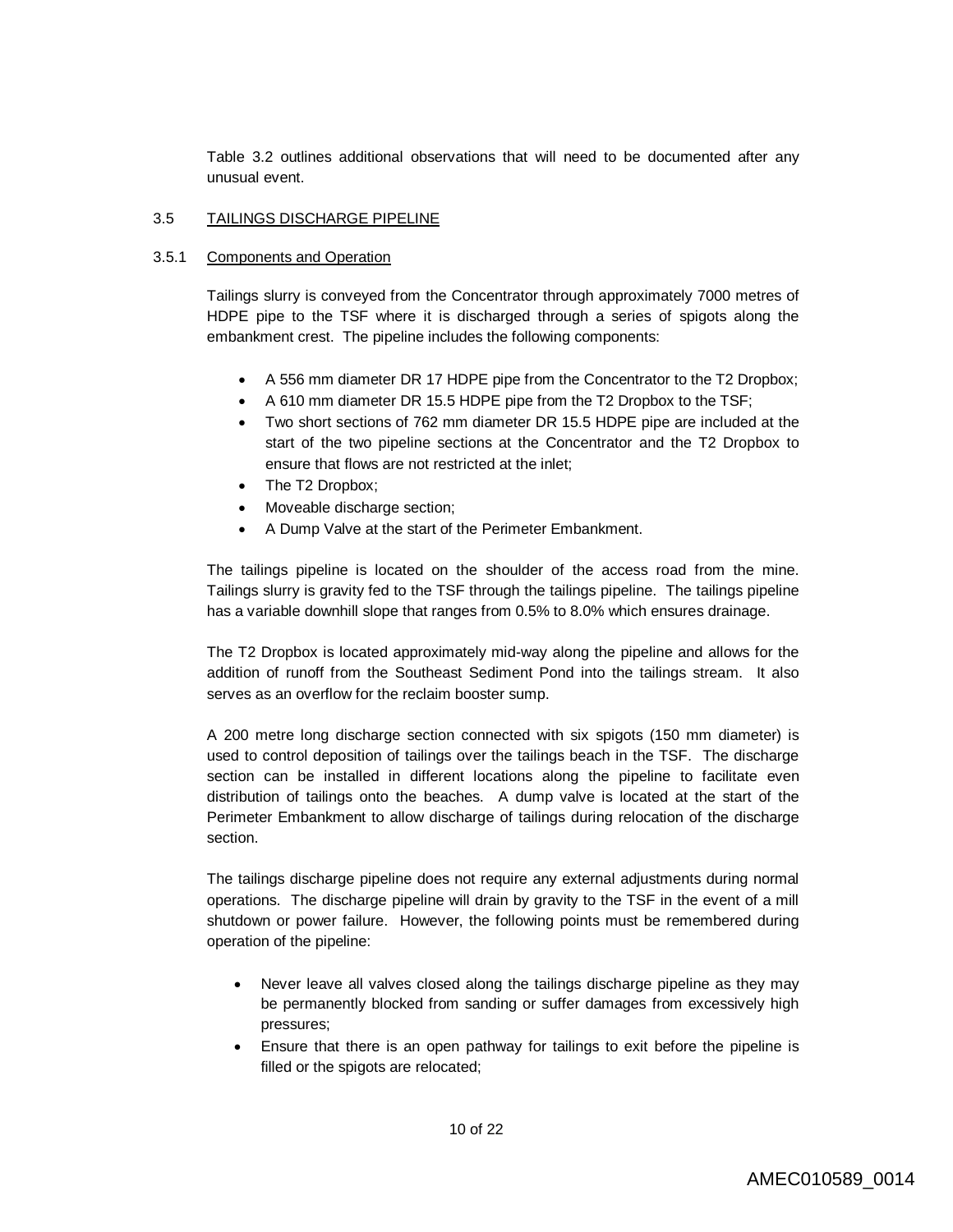Table 3.2 outlines additional observations that will need to be documented after any unusual event.

## 3.5 TAILINGS DISCHARGE PIPELINE

### 3.5.1 Components and Operation

Tailings slurry is conveyed from the Concentrator through approximately 7000 metres of HDPE pipe to the TSF where it is discharged through a series of spigots along the embankment crest. The pipeline includes the following components:

- A 556 mm diameter DR 17 HDPE pipe from the Concentrator to the T2 Dropbox;
- A 610 mm diameter DR 15.5 HDPE pipe from the T2 Dropbox to the TSF;
- Two short sections of 762 mm diameter DR 15.5 HDPE pipe are included at the start of the two pipeline sections at the Concentrator and the T2 Dropbox to ensure that flows are not restricted at the inlet;
- The T2 Dropbox;
- Moveable discharge section;
- A Dump Valve at the start of the Perimeter Embankment.

The tailings pipeline is located on the shoulder of the access road from the mine. Tailings slurry is gravity fed to the TSF through the tailings pipeline. The tailings pipeline has a variable downhill slope that ranges from 0.5% to 8.0% which ensures drainage.

The T2 Dropbox is located approximately mid-way along the pipeline and allows for the addition of runoff from the Southeast Sediment Pond into the tailings stream. It also serves as an overflow for the reclaim booster sump.

A 200 metre long discharge section connected with six spigots (150 mm diameter) is used to control deposition of tailings over the tailings beach in the TSF. The discharge section can be installed in different locations along the pipeline to facilitate even distribution of tailings onto the beaches. A dump valve is located at the start of the Perimeter Embankment to allow discharge of tailings during relocation of the discharge section.

The tailings discharge pipeline does not require any external adjustments during normal operations. The discharge pipeline will drain by gravity to the TSF in the event of a mill shutdown or power failure. However, the following points must be remembered during operation of the pipeline:

- Never leave all valves closed along the tailings discharge pipeline as they may be permanently blocked from sanding or suffer damages from excessively high pressures;
- Ensure that there is an open pathway for tailings to exit before the pipeline is filled or the spigots are relocated;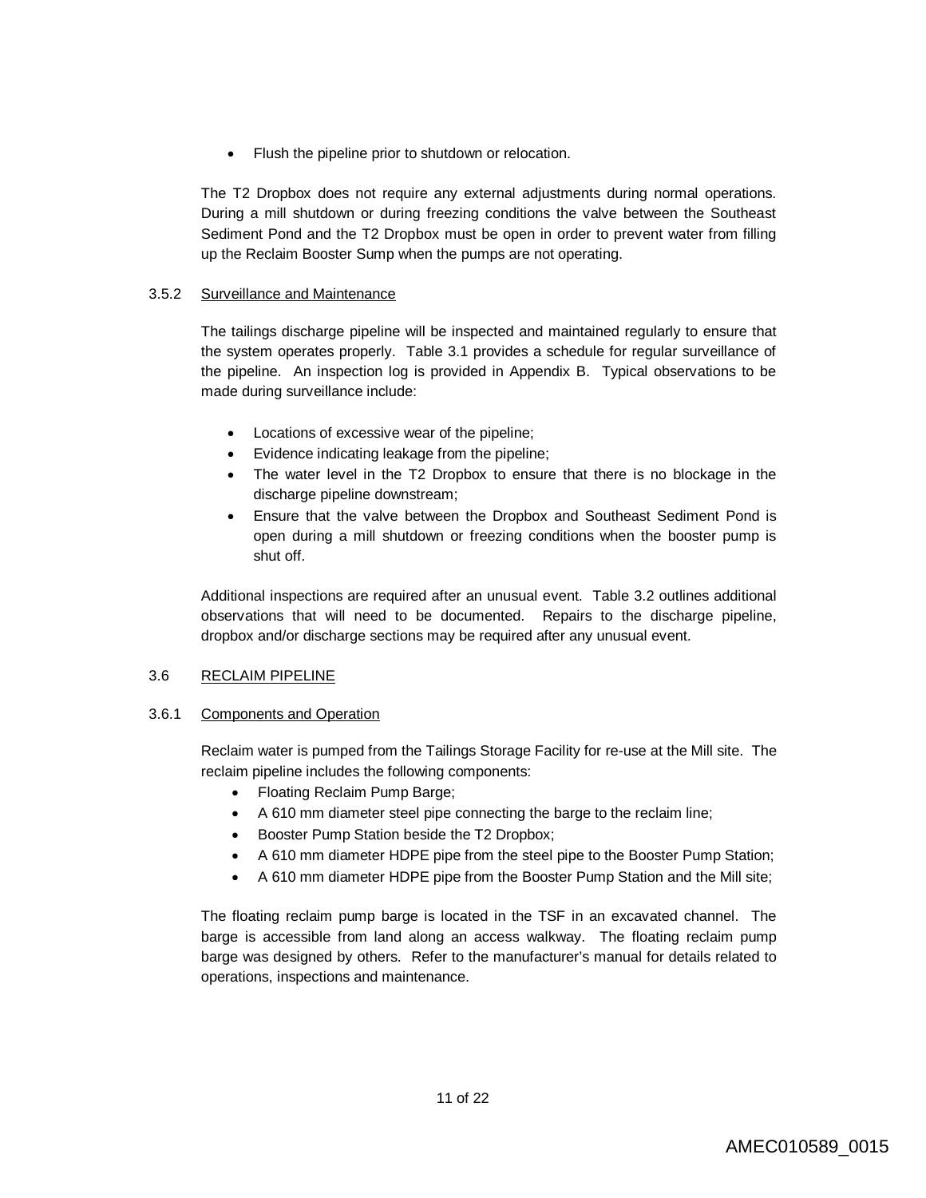- Flush the pipeline prior to shutdown or relocation.

The T2 Dropbox does not require any external adjustments during normal operations. During a mill shutdown or during freezing conditions the valve between the Southeast Sediment Pond and the T2 Dropbox must be open in order to prevent water from filling up the Reclaim Booster Sump when the pumps are not operating.

### 3.5.2 Surveillance and Maintenance

The tailings discharge pipeline will be inspected and maintained regularly to ensure that the system operates properly. Table 3.1 provides a schedule for regular surveillance of the pipeline. An inspection log is provided in Appendix B. Typical observations to be made during surveillance include:

- Locations of excessive wear of the pipeline;
- Evidence indicating leakage from the pipeline;
- The water level in the T2 Dropbox to ensure that there is no blockage in the discharge pipeline downstream;
- Ensure that the valve between the Dropbox and Southeast Sediment Pond is open during a mill shutdown or freezing conditions when the booster pump is shut off.

Additional inspections are required after an unusual event. Table 3.2 outlines additional observations that will need to be documented. Repairs to the discharge pipeline, dropbox and/or discharge sections may be required after any unusual event.

## 3.6 RECLAIM PIPELINE

### 3.6.1 Components and Operation

Reclaim water is pumped from the Tailings Storage Facility for re-use at the Mill site. The reclaim pipeline includes the following components:

- Floating Reclaim Pump Barge;
- A 610 mm diameter steel pipe connecting the barge to the reclaim line;
- Booster Pump Station beside the T2 Dropbox;
- A 610 mm diameter HDPE pipe from the steel pipe to the Booster Pump Station;
- A 610 mm diameter HDPE pipe from the Booster Pump Station and the Mill site;

The floating reclaim pump barge is located in the TSF in an excavated channel. The barge is accessible from land along an access walkway. The floating reclaim pump barge was designed by others. Refer to the manufacturer's manual for details related to operations, inspections and maintenance.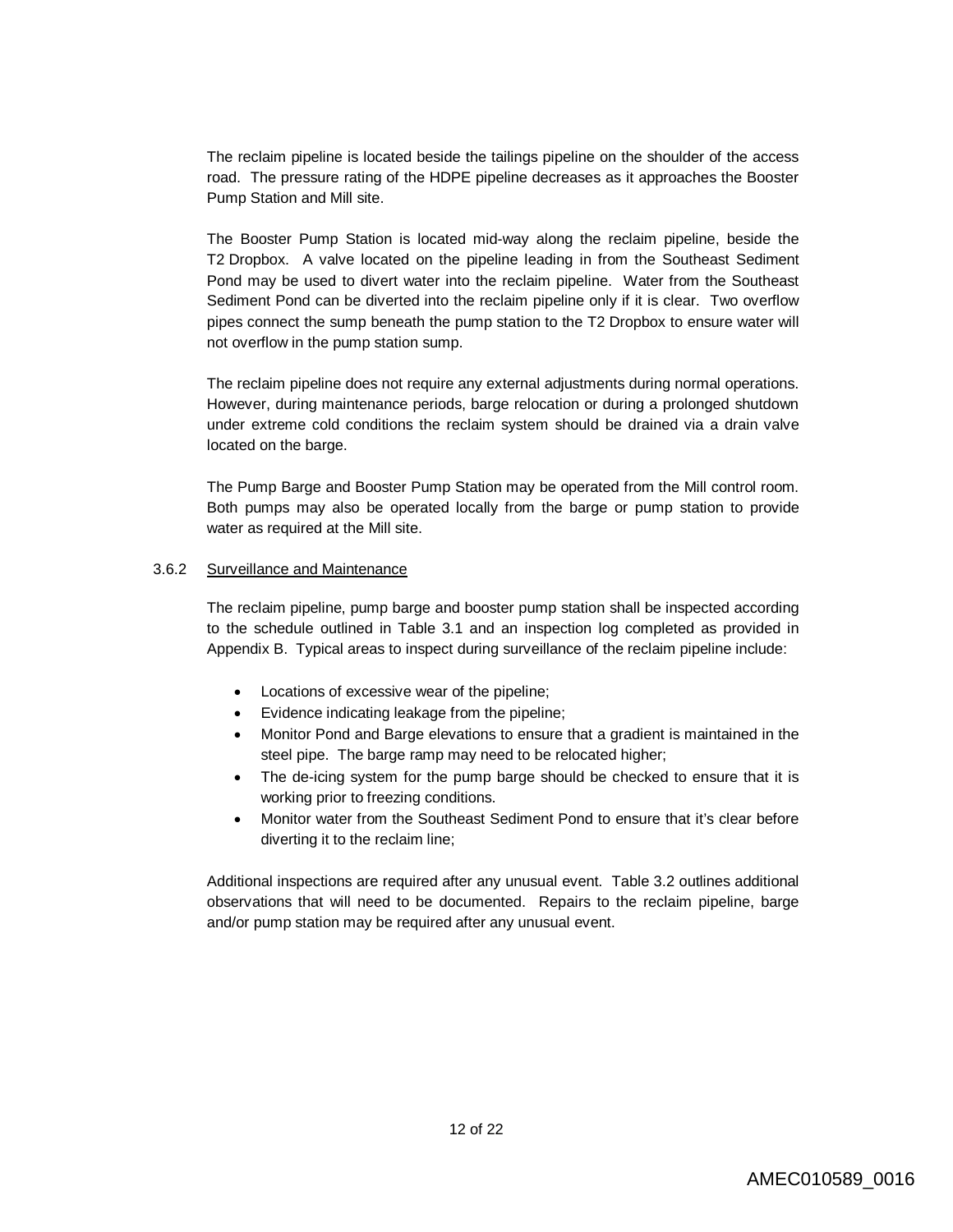The reclaim pipeline is located beside the tailings pipeline on the shoulder of the access road. The pressure rating of the HDPE pipeline decreases as it approaches the Booster Pump Station and Mill site.

The Booster Pump Station is located mid-way along the reclaim pipeline, beside the T2 Dropbox. A valve located on the pipeline leading in from the Southeast Sediment Pond may be used to divert water into the reclaim pipeline. Water from the Southeast Sediment Pond can be diverted into the reclaim pipeline only if it is clear. Two overflow pipes connect the sump beneath the pump station to the T2 Dropbox to ensure water will not overflow in the pump station sump.

The reclaim pipeline does not require any external adjustments during normal operations. However, during maintenance periods, barge relocation or during a prolonged shutdown under extreme cold conditions the reclaim system should be drained via a drain valve located on the barge.

The Pump Barge and Booster Pump Station may be operated from the Mill control room. Both pumps may also be operated locally from the barge or pump station to provide water as required at the Mill site.

#### 3.6.2 Surveillance and Maintenance

The reclaim pipeline, pump barge and booster pump station shall be inspected according to the schedule outlined in Table 3.1 and an inspection log completed as provided in Appendix B. Typical areas to inspect during surveillance of the reclaim pipeline include:

- Locations of excessive wear of the pipeline;
- Evidence indicating leakage from the pipeline;
- Monitor Pond and Barge elevations to ensure that a gradient is maintained in the steel pipe. The barge ramp may need to be relocated higher;
- The de-icing system for the pump barge should be checked to ensure that it is working prior to freezing conditions.
- Monitor water from the Southeast Sediment Pond to ensure that it's clear before diverting it to the reclaim line;

Additional inspections are required after any unusual event. Table 3.2 outlines additional observations that will need to be documented. Repairs to the reclaim pipeline, barge and/or pump station may be required after any unusual event.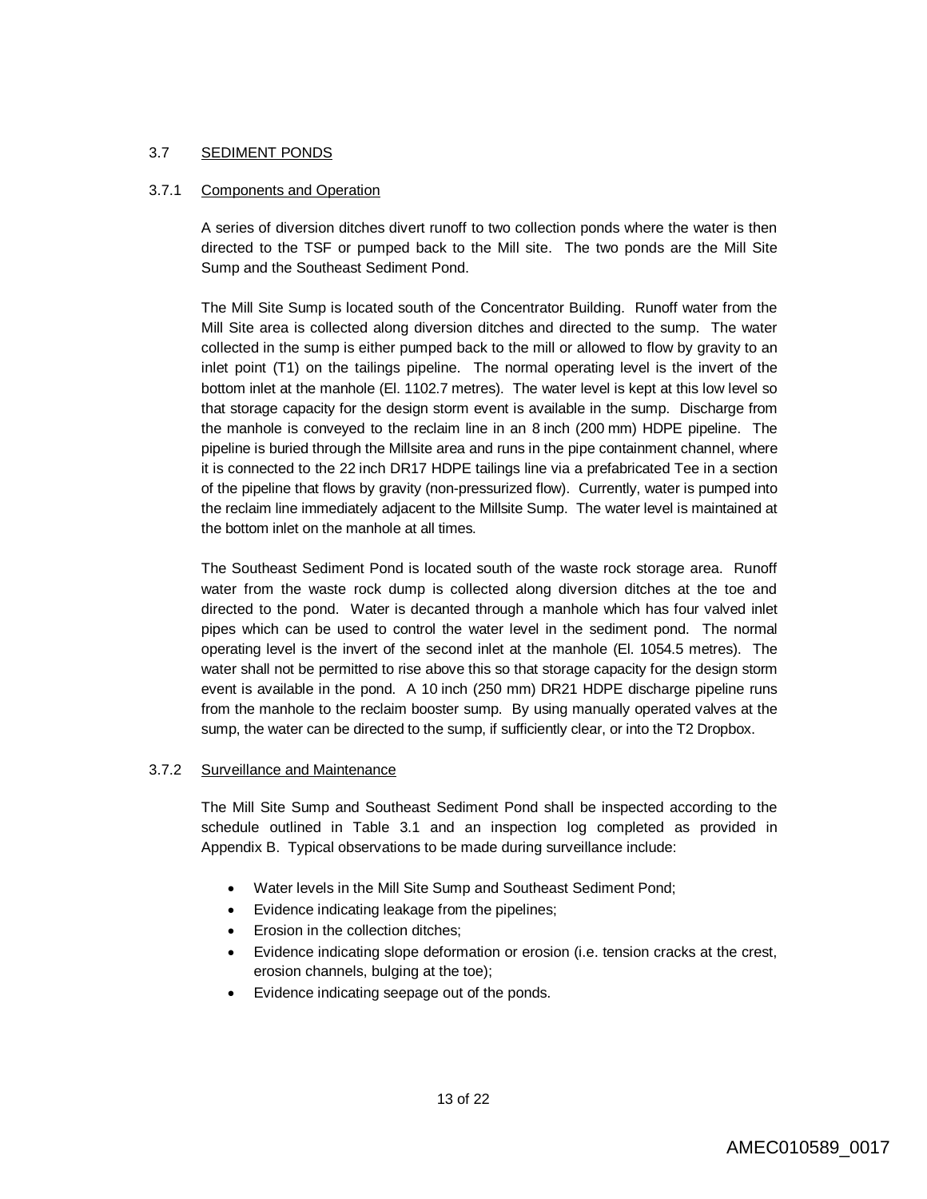## 3.7 SEDIMENT PONDS

### 3.7.1 Components and Operation

A series of diversion ditches divert runoff to two collection ponds where the water is then directed to the TSF or pumped back to the Mill site. The two ponds are the Mill Site Sump and the Southeast Sediment Pond.

The Mill Site Sump is located south of the Concentrator Building. Runoff water from the Mill Site area is collected along diversion ditches and directed to the sump. The water collected in the sump is either pumped back to the mill or allowed to flow by gravity to an inlet point (T1) on the tailings pipeline. The normal operating level is the invert of the bottom inlet at the manhole (El. 1102.7 metres). The water level is kept at this low level so that storage capacity for the design storm event is available in the sump. Discharge from the manhole is conveyed to the reclaim line in an 8 inch (200 mm) HDPE pipeline. The pipeline is buried through the Millsite area and runs in the pipe containment channel, where it is connected to the 22 inch DR17 HDPE tailings line via a prefabricated Tee in a section of the pipeline that flows by gravity (non-pressurized flow). Currently, water is pumped into the reclaim line immediately adjacent to the Millsite Sump. The water level is maintained at the bottom inlet on the manhole at all times.

The Southeast Sediment Pond is located south of the waste rock storage area. Runoff water from the waste rock dump is collected along diversion ditches at the toe and directed to the pond. Water is decanted through a manhole which has four valved inlet pipes which can be used to control the water level in the sediment pond. The normal operating level is the invert of the second inlet at the manhole (El. 1054.5 metres). The water shall not be permitted to rise above this so that storage capacity for the design storm event is available in the pond. A 10 inch (250 mm) DR21 HDPE discharge pipeline runs from the manhole to the reclaim booster sump. By using manually operated valves at the sump, the water can be directed to the sump, if sufficiently clear, or into the T2 Dropbox.

### 3.7.2 Surveillance and Maintenance

The Mill Site Sump and Southeast Sediment Pond shall be inspected according to the schedule outlined in Table 3.1 and an inspection log completed as provided in Appendix B. Typical observations to be made during surveillance include:

- Water levels in the Mill Site Sump and Southeast Sediment Pond;
- Evidence indicating leakage from the pipelines;
- Erosion in the collection ditches;
- Evidence indicating slope deformation or erosion (i.e. tension cracks at the crest, erosion channels, bulging at the toe);
- Evidence indicating seepage out of the ponds.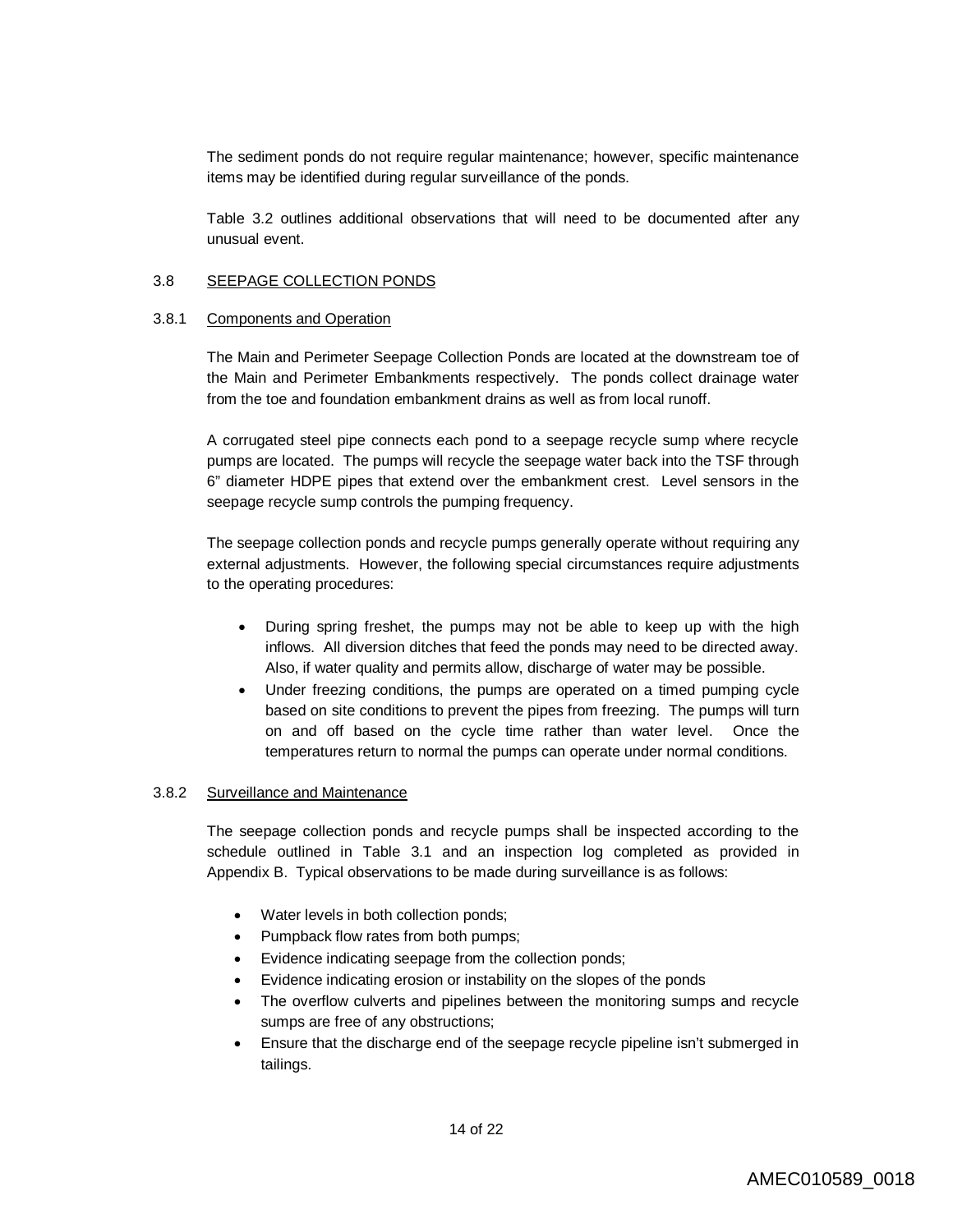The sediment ponds do not require regular maintenance; however, specific maintenance items may be identified during regular surveillance of the ponds.

Table 3.2 outlines additional observations that will need to be documented after any unusual event.

## 3.8 SEEPAGE COLLECTION PONDS

### 3.8.1 Components and Operation

The Main and Perimeter Seepage Collection Ponds are located at the downstream toe of the Main and Perimeter Embankments respectively. The ponds collect drainage water from the toe and foundation embankment drains as well as from local runoff.

A corrugated steel pipe connects each pond to a seepage recycle sump where recycle pumps are located. The pumps will recycle the seepage water back into the TSF through 6" diameter HDPE pipes that extend over the embankment crest. Level sensors in the seepage recycle sump controls the pumping frequency.

The seepage collection ponds and recycle pumps generally operate without requiring any external adjustments. However, the following special circumstances require adjustments to the operating procedures:

- During spring freshet, the pumps may not be able to keep up with the high inflows. All diversion ditches that feed the ponds may need to be directed away. Also, if water quality and permits allow, discharge of water may be possible.
- Under freezing conditions, the pumps are operated on a timed pumping cycle based on site conditions to prevent the pipes from freezing. The pumps will turn on and off based on the cycle time rather than water level. Once the temperatures return to normal the pumps can operate under normal conditions.

### 3.8.2 Surveillance and Maintenance

The seepage collection ponds and recycle pumps shall be inspected according to the schedule outlined in Table 3.1 and an inspection log completed as provided in Appendix B. Typical observations to be made during surveillance is as follows:

- Water levels in both collection ponds;
- Pumpback flow rates from both pumps;
- Evidence indicating seepage from the collection ponds;
- Evidence indicating erosion or instability on the slopes of the ponds
- The overflow culverts and pipelines between the monitoring sumps and recycle sumps are free of any obstructions;
- Ensure that the discharge end of the seepage recycle pipeline isn't submerged in tailings.

AMEC010589_0018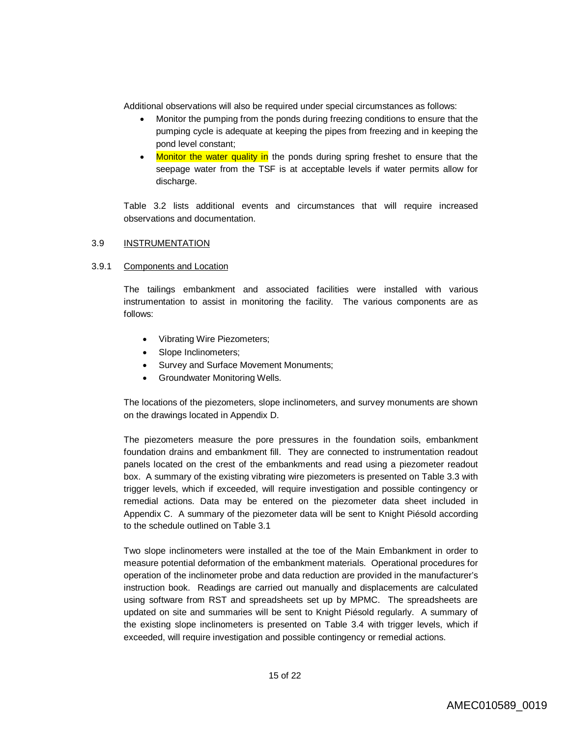Additional observations will also be required under special circumstances as follows:

- Monitor the pumping from the ponds during freezing conditions to ensure that the pumping cycle is adequate at keeping the pipes from freezing and in keeping the pond level constant;
- Monitor the water quality in the ponds during spring freshet to ensure that the seepage water from the TSF is at acceptable levels if water permits allow for discharge.

Table 3.2 lists additional events and circumstances that will require increased observations and documentation.

## 3.9 INSTRUMENTATION

### 3.9.1 Components and Location

The tailings embankment and associated facilities were installed with various instrumentation to assist in monitoring the facility. The various components are as follows:

- Vibrating Wire Piezometers;
- Slope Inclinometers;
- Survey and Surface Movement Monuments;
- Groundwater Monitoring Wells.

The locations of the piezometers, slope inclinometers, and survey monuments are shown on the drawings located in Appendix D.

The piezometers measure the pore pressures in the foundation soils, embankment foundation drains and embankment fill. They are connected to instrumentation readout panels located on the crest of the embankments and read using a piezometer readout box. A summary of the existing vibrating wire piezometers is presented on Table 3.3 with trigger levels, which if exceeded, will require investigation and possible contingency or remedial actions. Data may be entered on the piezometer data sheet included in Appendix C. A summary of the piezometer data will be sent to Knight Piésold according to the schedule outlined on Table 3.1

Two slope inclinometers were installed at the toe of the Main Embankment in order to measure potential deformation of the embankment materials. Operational procedures for operation of the inclinometer probe and data reduction are provided in the manufacturer's instruction book. Readings are carried out manually and displacements are calculated using software from RST and spreadsheets set up by MPMC. The spreadsheets are updated on site and summaries will be sent to Knight Piésold regularly. A summary of the existing slope inclinometers is presented on Table 3.4 with trigger levels, which if exceeded, will require investigation and possible contingency or remedial actions.

AMEC010589_0019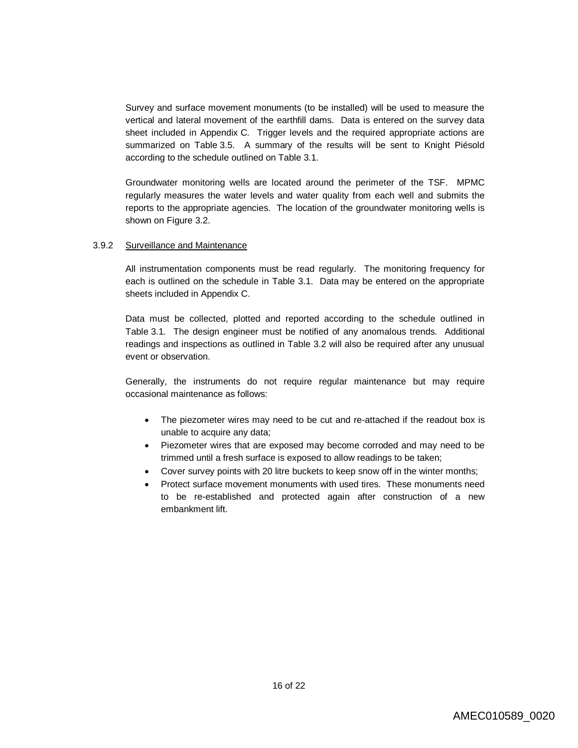Survey and surface movement monuments (to be installed) will be used to measure the vertical and lateral movement of the earthfill dams. Data is entered on the survey data sheet included in Appendix C. Trigger levels and the required appropriate actions are summarized on Table 3.5. A summary of the results will be sent to Knight Piésold according to the schedule outlined on Table 3.1.

Groundwater monitoring wells are located around the perimeter of the TSF. MPMC regularly measures the water levels and water quality from each well and submits the reports to the appropriate agencies. The location of the groundwater monitoring wells is shown on Figure 3.2.

### 3.9.2 Surveillance and Maintenance

All instrumentation components must be read regularly. The monitoring frequency for each is outlined on the schedule in Table 3.1. Data may be entered on the appropriate sheets included in Appendix C.

Data must be collected, plotted and reported according to the schedule outlined in Table 3.1. The design engineer must be notified of any anomalous trends. Additional readings and inspections as outlined in Table 3.2 will also be required after any unusual event or observation.

Generally, the instruments do not require regular maintenance but may require occasional maintenance as follows:

- The piezometer wires may need to be cut and re-attached if the readout box is unable to acquire any data;
- Piezometer wires that are exposed may become corroded and may need to be trimmed until a fresh surface is exposed to allow readings to be taken;
- Cover survey points with 20 litre buckets to keep snow off in the winter months;
- Protect surface movement monuments with used tires. These monuments need to be re-established and protected again after construction of a new embankment lift.

AMEC010589_0020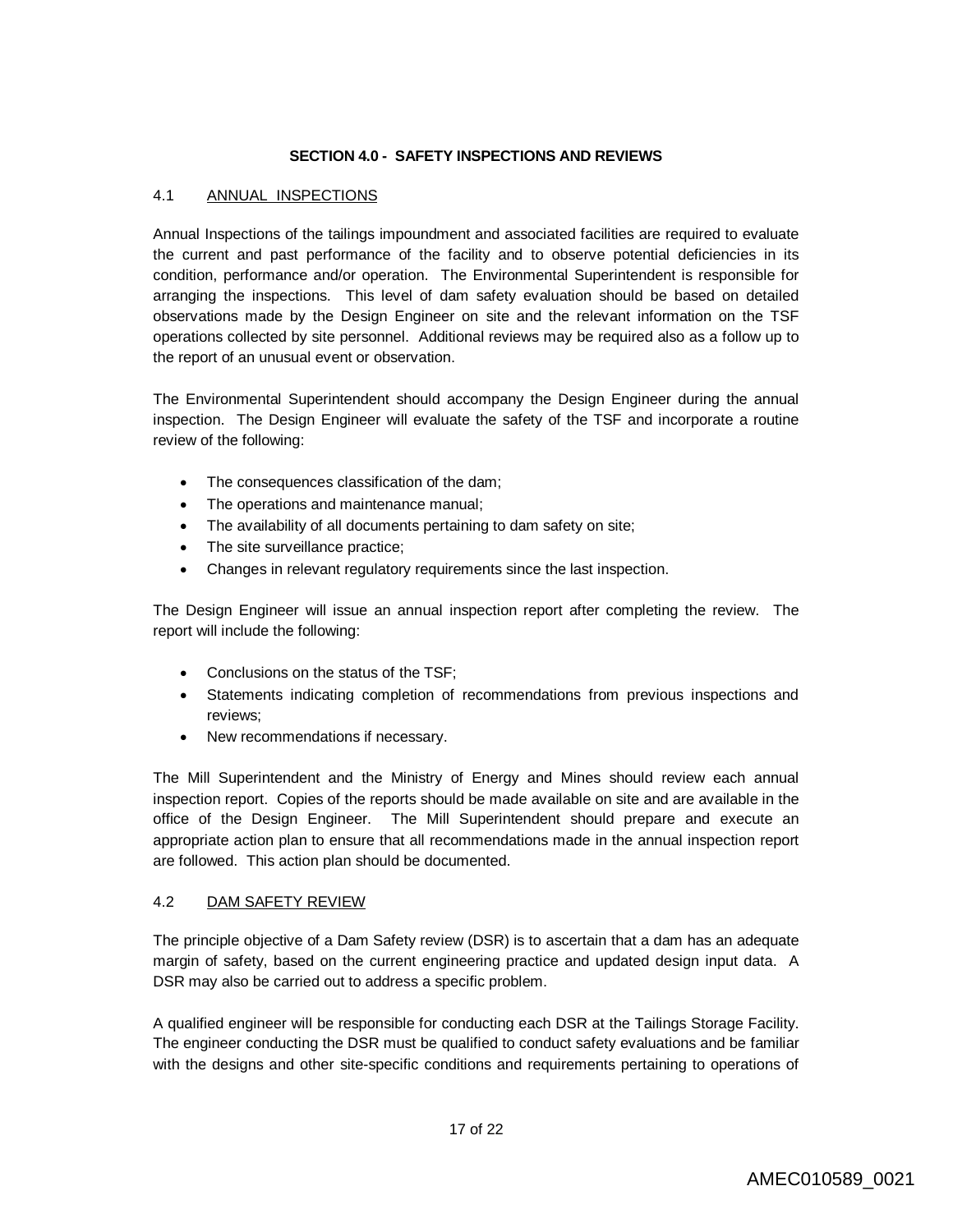## SECTION 4.0 - SAFETY INSPECTIONS AND REVIEWS

### 4.1 ANNUAL INSPECTIONS

Annual Inspections of the tailings impoundment and associated facilities are required to evaluate the current and past performance of the facility and to observe potential deficiencies in its condition, performance and/or operation. The Environmental Superintendent is responsible for arranging the inspections. This level of dam safety evaluation should be based on detailed observations made by the Design Engineer on site and the relevant information on the TSF operations collected by site personnel. Additional reviews may be required also as a follow up to the report of an unusual event or observation.

The Environmental Superintendent should accompany the Design Engineer during the annual inspection. The Design Engineer will evaluate the safety of the TSF and incorporate a routine review of the following:

- The consequences classification of the dam;
- The operations and maintenance manual;
- The availability of all documents pertaining to dam safety on site;
- The site surveillance practice;
- Changes in relevant regulatory requirements since the last inspection.

The Design Engineer will issue an annual inspection report after completing the review. The report will include the following:

- Conclusions on the status of the TSF;
- Statements indicating completion of recommendations from previous inspections and reviews;
- New recommendations if necessary.

The Mill Superintendent and the Ministry of Energy and Mines should review each annual inspection report. Copies of the reports should be made available on site and are available in the office of the Design Engineer. The Mill Superintendent should prepare and execute an appropriate action plan to ensure that all recommendations made in the annual inspection report are followed. This action plan should be documented.

### 4.2 DAM SAFETY REVIEW

The principle objective of a Dam Safety review (DSR) is to ascertain that a dam has an adequate margin of safety, based on the current engineering practice and updated design input data. A DSR may also be carried out to address a specific problem.

A qualified engineer will be responsible for conducting each DSR at the Tailings Storage Facility. The engineer conducting the DSR must be qualified to conduct safety evaluations and be familiar with the designs and other site-specific conditions and requirements pertaining to operations of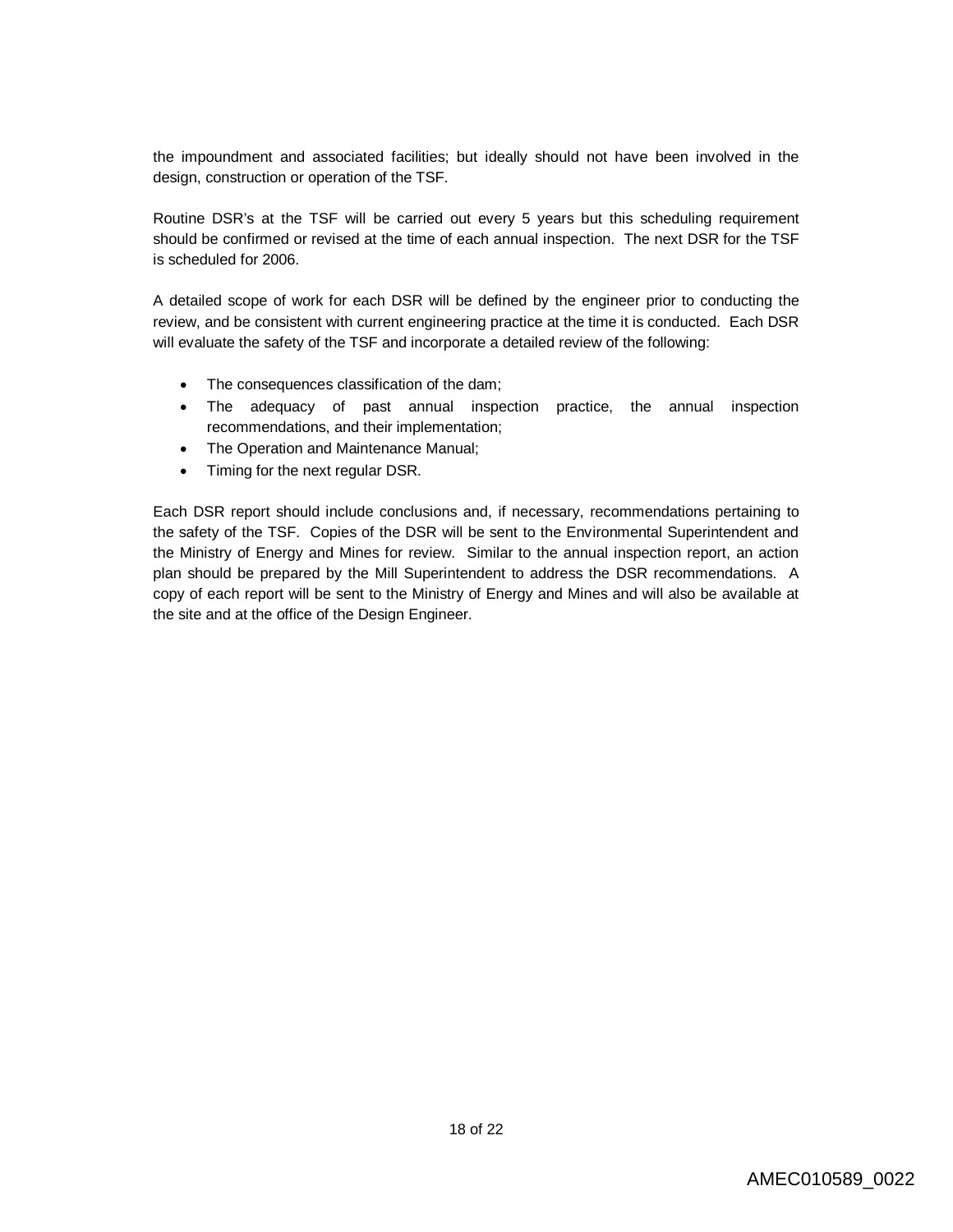the impoundment and associated facilities; but ideally should not have been involved in the design, construction or operation of the TSF.

Routine DSR's at the TSF will be carried out every 5 years but this scheduling requirement should be confirmed or revised at the time of each annual inspection. The next DSR for the TSF is scheduled for 2006.

A detailed scope of work for each DSR will be defined by the engineer prior to conducting the review, and be consistent with current engineering practice at the time it is conducted. Each DSR will evaluate the safety of the TSF and incorporate a detailed review of the following:

- The consequences classification of the dam;
- The adequacy of past annual inspection practice, the annual inspection recommendations, and their implementation;
- The Operation and Maintenance Manual;
- Timing for the next regular DSR.

Each DSR report should include conclusions and, if necessary, recommendations pertaining to the safety of the TSF. Copies of the DSR will be sent to the Environmental Superintendent and the Ministry of Energy and Mines for review. Similar to the annual inspection report, an action plan should be prepared by the Mill Superintendent to address the DSR recommendations. A copy of each report will be sent to the Ministry of Energy and Mines and will also be available at the site and at the office of the Design Engineer.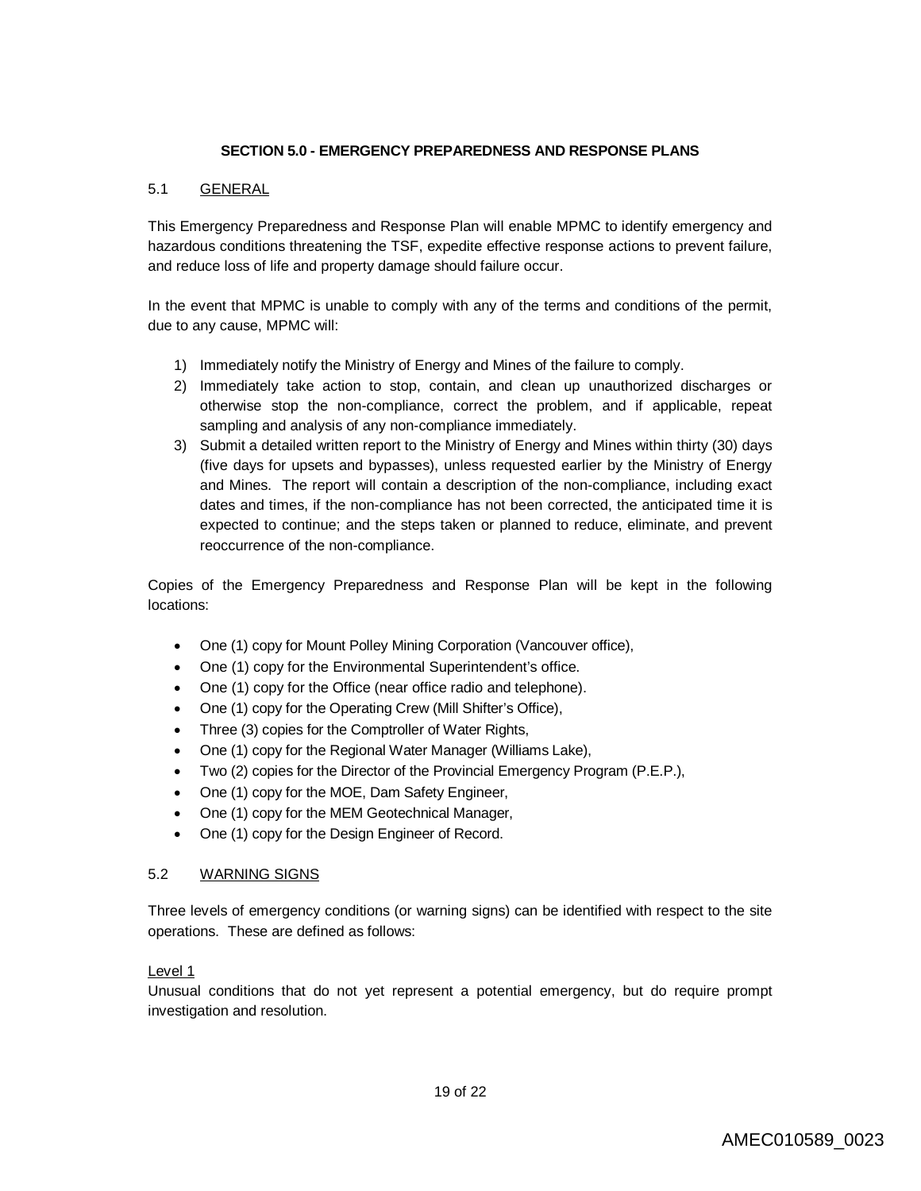# SECTION 5.0 - EMERGENCY PREPAREDNESS AND RESPONSE PLANS

## 5.1 GENERAL

This Emergency Preparedness and Response Plan will enable MPMC to identify emergency and hazardous conditions threatening the TSF, expedite effective response actions to prevent failure, and reduce loss of life and property damage should failure occur.

In the event that MPMC is unable to comply with any of the terms and conditions of the permit, due to any cause, MPMC will:

1) Immediately notify the Ministry of Energy and Mines of the failure to comply.
2) Immediately take action to stop, contain, and clean up unauthorized discharges or otherwise stop the non-compliance, correct the problem, and if applicable, repeat sampling and analysis of any non-compliance immediately.
3) Submit a detailed written report to the Ministry of Energy and Mines within thirty (30) days (five days for upsets and bypasses), unless requested earlier by the Ministry of Energy and Mines. The report will contain a description of the non-compliance, including exact dates and times, if the non-compliance has not been corrected, the anticipated time it is expected to continue; and the steps taken or planned to reduce, eliminate, and prevent reoccurrence of the non-compliance.

Copies of the Emergency Preparedness and Response Plan will be kept in the following locations:

- One (1) copy for Mount Polley Mining Corporation (Vancouver office),
- One (1) copy for the Environmental Superintendent's office.
- One (1) copy for the Office (near office radio and telephone).
- One (1) copy for the Operating Crew (Mill Shifter's Office),
- Three (3) copies for the Comptroller of Water Rights,
- One (1) copy for the Regional Water Manager (Williams Lake),
- Two (2) copies for the Director of the Provincial Emergency Program (P.E.P.),
- One (1) copy for the MOE, Dam Safety Engineer,
- One (1) copy for the MEM Geotechnical Manager,
- One (1) copy for the Design Engineer of Record.

## 5.2 WARNING SIGNS

Three levels of emergency conditions (or warning signs) can be identified with respect to the site operations. These are defined as follows:

Level 1
Unusual conditions that do not yet represent a potential emergency, but do require prompt investigation and resolution.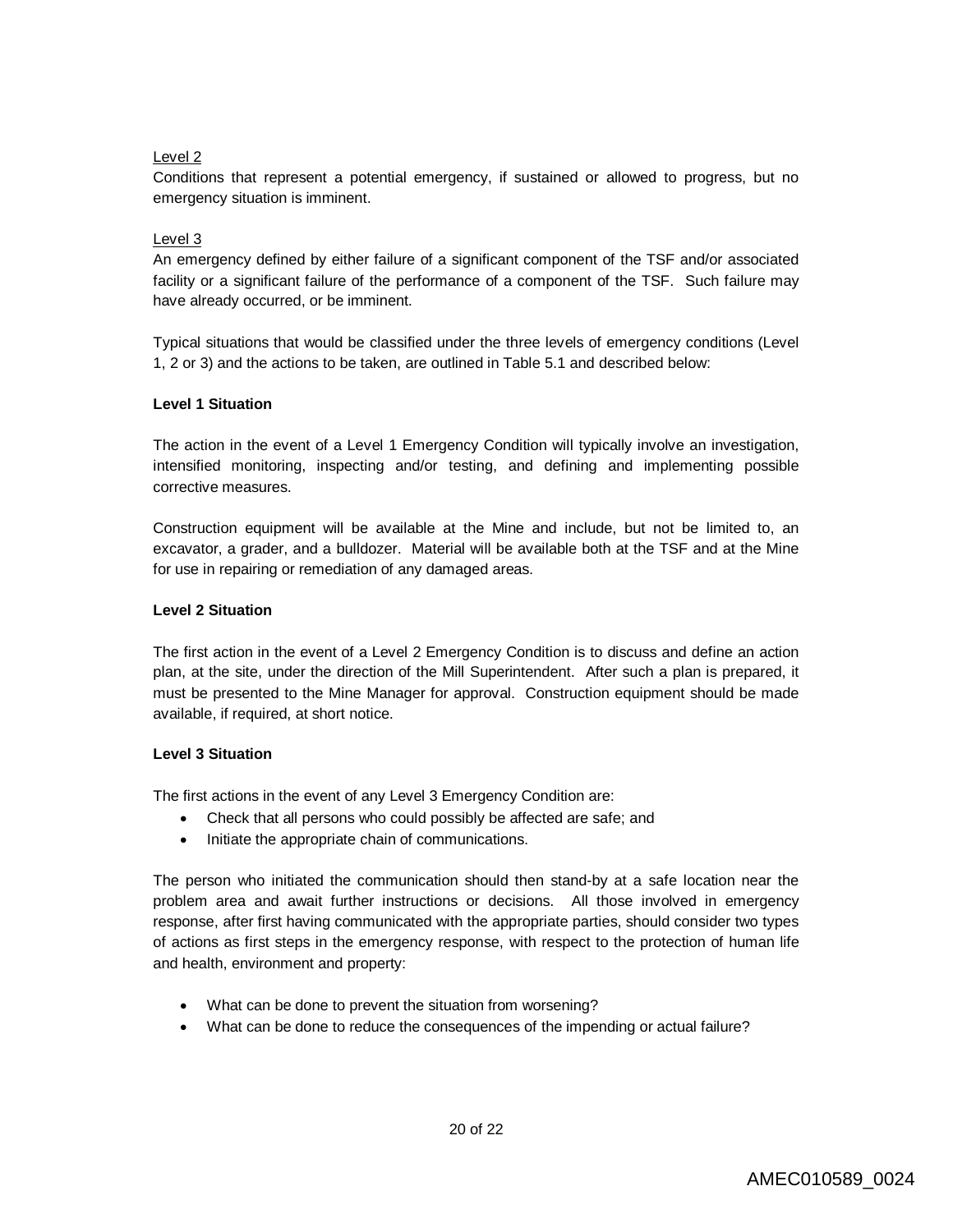Level 2

Conditions that represent a potential emergency, if sustained or allowed to progress, but no emergency situation is imminent.

Level 3

An emergency defined by either failure of a significant component of the TSF and/or associated facility or a significant failure of the performance of a component of the TSF. Such failure may have already occurred, or be imminent.

Typical situations that would be classified under the three levels of emergency conditions (Level 1, 2 or 3) and the actions to be taken, are outlined in Table 5.1 and described below:

**Level 1 Situation**

The action in the event of a Level 1 Emergency Condition will typically involve an investigation, intensified monitoring, inspecting and/or testing, and defining and implementing possible corrective measures.

Construction equipment will be available at the Mine and include, but not be limited to, an excavator, a grader, and a bulldozer. Material will be available both at the TSF and at the Mine for use in repairing or remediation of any damaged areas.

**Level 2 Situation**

The first action in the event of a Level 2 Emergency Condition is to discuss and define an action plan, at the site, under the direction of the Mill Superintendent. After such a plan is prepared, it must be presented to the Mine Manager for approval. Construction equipment should be made available, if required, at short notice.

**Level 3 Situation**

The first actions in the event of any Level 3 Emergency Condition are:

- Check that all persons who could possibly be affected are safe; and
- Initiate the appropriate chain of communications.

The person who initiated the communication should then stand-by at a safe location near the problem area and await further instructions or decisions. All those involved in emergency response, after first having communicated with the appropriate parties, should consider two types of actions as first steps in the emergency response, with respect to the protection of human life and health, environment and property:

- What can be done to prevent the situation from worsening?
- What can be done to reduce the consequences of the impending or actual failure?

AMEC010589_0024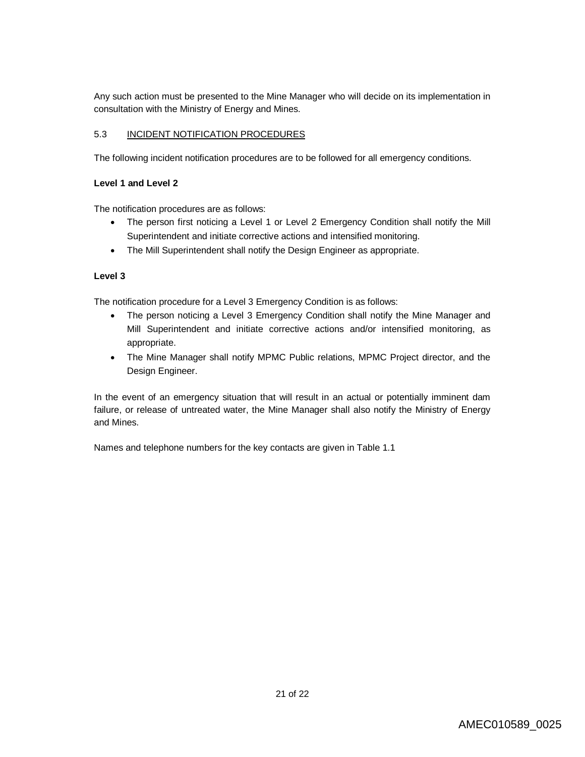Any such action must be presented to the Mine Manager who will decide on its implementation in consultation with the Ministry of Energy and Mines.

## 5.3 INCIDENT NOTIFICATION PROCEDURES

The following incident notification procedures are to be followed for all emergency conditions.

**Level 1 and Level 2**

The notification procedures are as follows:

- The person first noticing a Level 1 or Level 2 Emergency Condition shall notify the Mill Superintendent and initiate corrective actions and intensified monitoring.
- The Mill Superintendent shall notify the Design Engineer as appropriate.

**Level 3**

The notification procedure for a Level 3 Emergency Condition is as follows:

- The person noticing a Level 3 Emergency Condition shall notify the Mine Manager and Mill Superintendent and initiate corrective actions and/or intensified monitoring, as appropriate.
- The Mine Manager shall notify MPMC Public relations, MPMC Project director, and the Design Engineer.

In the event of an emergency situation that will result in an actual or potentially imminent dam failure, or release of untreated water, the Mine Manager shall also notify the Ministry of Energy and Mines.

Names and telephone numbers for the key contacts are given in Table 1.1

AMEC010589_0025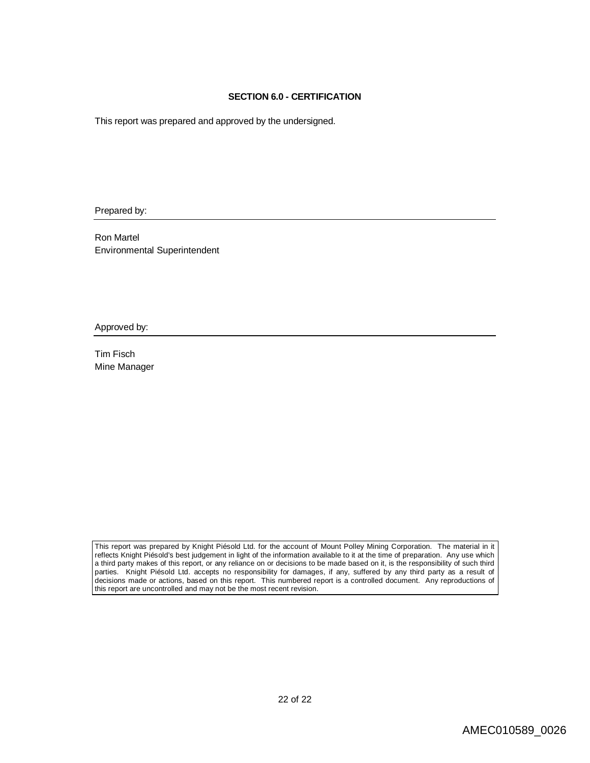## SECTION 6.0 - CERTIFICATION

This report was prepared and approved by the undersigned.

Prepared by:

Ron Martel
Environmental Superintendent

Approved by:

Tim Fisch
Mine Manager

This report was prepared by Knight Piésold Ltd. for the account of Mount Polley Mining Corporation. The material in it reflects Knight Piésold's best judgement in light of the information available to it at the time of preparation. Any use which a third party makes of this report, or any reliance on or decisions to be made based on it, is the responsibility of such third parties. Knight Piésold Ltd. accepts no responsibility for damages, if any, suffered by any third party as a result of decisions made or actions, based on this report. This numbered report is a controlled document. Any reproductions of this report are uncontrolled and may not be the most recent revision.

AMEC010589_0026